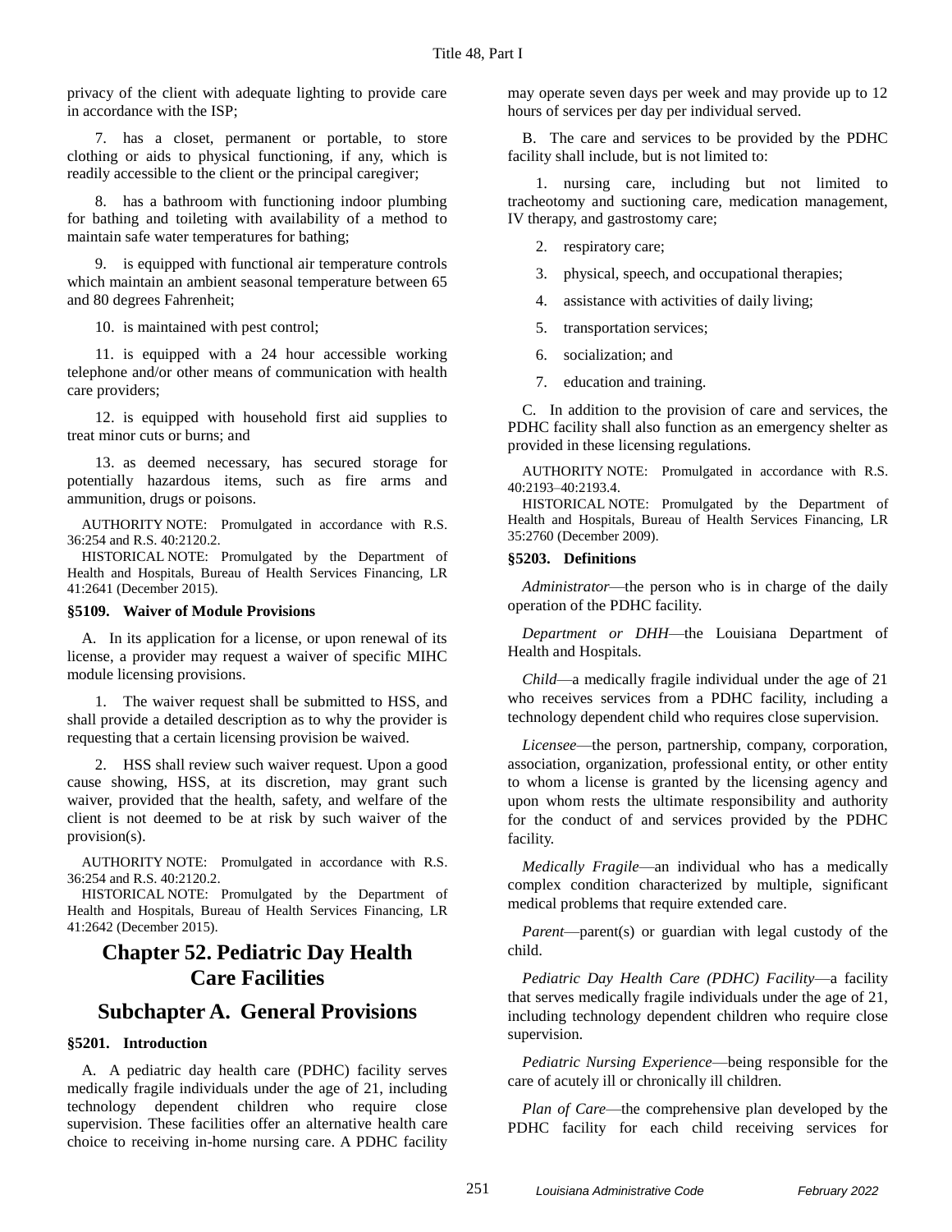privacy of the client with adequate lighting to provide care in accordance with the ISP;

7. has a closet, permanent or portable, to store clothing or aids to physical functioning, if any, which is readily accessible to the client or the principal caregiver;

8. has a bathroom with functioning indoor plumbing for bathing and toileting with availability of a method to maintain safe water temperatures for bathing;

9. is equipped with functional air temperature controls which maintain an ambient seasonal temperature between 65 and 80 degrees Fahrenheit;

10. is maintained with pest control;

11. is equipped with a 24 hour accessible working telephone and/or other means of communication with health care providers;

12. is equipped with household first aid supplies to treat minor cuts or burns; and

13. as deemed necessary, has secured storage for potentially hazardous items, such as fire arms and ammunition, drugs or poisons.

AUTHORITY NOTE: Promulgated in accordance with R.S. 36:254 and R.S. 40:2120.2.

HISTORICAL NOTE: Promulgated by the Department of Health and Hospitals, Bureau of Health Services Financing, LR 41:2641 (December 2015).

**§5109. Waiver of Module Provisions**

A. In its application for a license, or upon renewal of its license, a provider may request a waiver of specific MIHC module licensing provisions.

1. The waiver request shall be submitted to HSS, and shall provide a detailed description as to why the provider is requesting that a certain licensing provision be waived.

2. HSS shall review such waiver request. Upon a good cause showing, HSS, at its discretion, may grant such waiver, provided that the health, safety, and welfare of the client is not deemed to be at risk by such waiver of the provision(s).

AUTHORITY NOTE: Promulgated in accordance with R.S. 36:254 and R.S. 40:2120.2.

HISTORICAL NOTE: Promulgated by the Department of Health and Hospitals, Bureau of Health Services Financing, LR 41:2642 (December 2015).

# Chapter 52. Pediatric Day Health Care Facilities

## Subchapter A. General Provisions

**§5201. Introduction**

A. A pediatric day health care (PDHC) facility serves medically fragile individuals under the age of 21, including technology dependent children who require close supervision. These facilities offer an alternative health care choice to receiving in-home nursing care. A PDHC facility may operate seven days per week and may provide up to 12 hours of services per day per individual served.

B. The care and services to be provided by the PDHC facility shall include, but is not limited to:

1. nursing care, including but not limited to tracheotomy and suctioning care, medication management, IV therapy, and gastrostomy care;

2. respiratory care;

3. physical, speech, and occupational therapies;

4. assistance with activities of daily living;

5. transportation services;

6. socialization; and

7. education and training.

C. In addition to the provision of care and services, the PDHC facility shall also function as an emergency shelter as provided in these licensing regulations.

AUTHORITY NOTE: Promulgated in accordance with R.S. 40:2193–40:2193.4.

HISTORICAL NOTE: Promulgated by the Department of Health and Hospitals, Bureau of Health Services Financing, LR 35:2760 (December 2009).

**§5203. Definitions**

*Administrator*—the person who is in charge of the daily operation of the PDHC facility.

*Department or DHH*—the Louisiana Department of Health and Hospitals.

*Child*—a medically fragile individual under the age of 21 who receives services from a PDHC facility, including a technology dependent child who requires close supervision.

*Licensee*—the person, partnership, company, corporation, association, organization, professional entity, or other entity to whom a license is granted by the licensing agency and upon whom rests the ultimate responsibility and authority for the conduct of and services provided by the PDHC facility.

*Medically Fragile*—an individual who has a medically complex condition characterized by multiple, significant medical problems that require extended care.

*Parent*—parent(s) or guardian with legal custody of the child.

*Pediatric Day Health Care (PDHC) Facility*—a facility that serves medically fragile individuals under the age of 21, including technology dependent children who require close supervision.

*Pediatric Nursing Experience*—being responsible for the care of acutely ill or chronically ill children.

*Plan of Care*—the comprehensive plan developed by the PDHC facility for each child receiving services for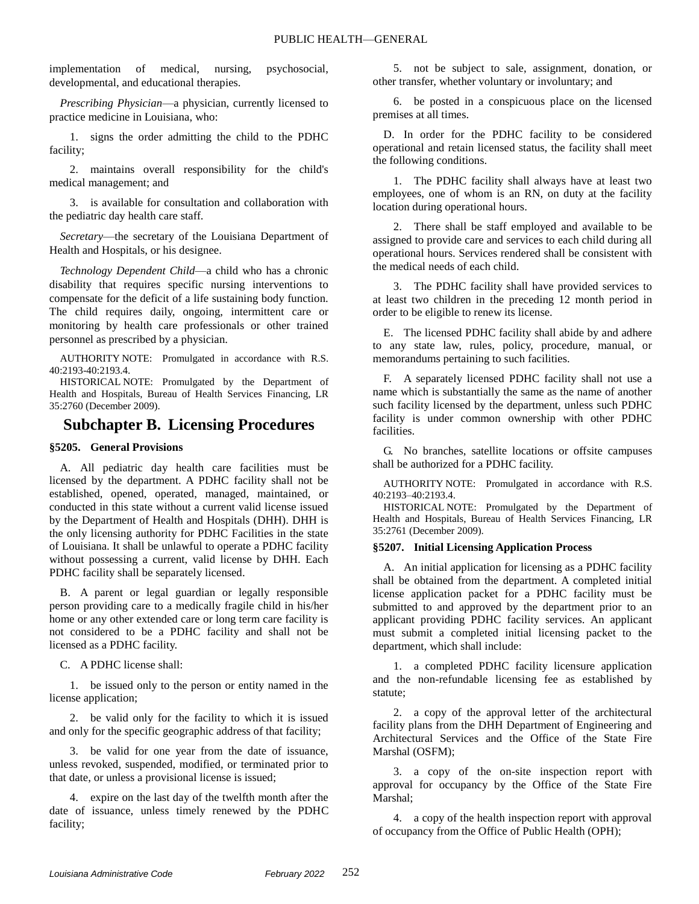implementation of medical, nursing, psychosocial, developmental, and educational therapies.

*Prescribing Physician*—a physician, currently licensed to practice medicine in Louisiana, who:

1. signs the order admitting the child to the PDHC facility;

2. maintains overall responsibility for the child's medical management; and

3. is available for consultation and collaboration with the pediatric day health care staff.

*Secretary*—the secretary of the Louisiana Department of Health and Hospitals, or his designee.

*Technology Dependent Child*—a child who has a chronic disability that requires specific nursing interventions to compensate for the deficit of a life sustaining body function. The child requires daily, ongoing, intermittent care or monitoring by health care professionals or other trained personnel as prescribed by a physician.

AUTHORITY NOTE: Promulgated in accordance with R.S. 40:2193-40:2193.4.

HISTORICAL NOTE: Promulgated by the Department of Health and Hospitals, Bureau of Health Services Financing, LR 35:2760 (December 2009).

## Subchapter B. Licensing Procedures

### §5205. General Provisions

A. All pediatric day health care facilities must be licensed by the department. A PDHC facility shall not be established, opened, operated, managed, maintained, or conducted in this state without a current valid license issued by the Department of Health and Hospitals (DHH). DHH is the only licensing authority for PDHC Facilities in the state of Louisiana. It shall be unlawful to operate a PDHC facility without possessing a current, valid license by DHH. Each PDHC facility shall be separately licensed.

B. A parent or legal guardian or legally responsible person providing care to a medically fragile child in his/her home or any other extended care or long term care facility is not considered to be a PDHC facility and shall not be licensed as a PDHC facility.

C. A PDHC license shall:

1. be issued only to the person or entity named in the license application;

2. be valid only for the facility to which it is issued and only for the specific geographic address of that facility;

3. be valid for one year from the date of issuance, unless revoked, suspended, modified, or terminated prior to that date, or unless a provisional license is issued;

4. expire on the last day of the twelfth month after the date of issuance, unless timely renewed by the PDHC facility;

5. not be subject to sale, assignment, donation, or other transfer, whether voluntary or involuntary; and

6. be posted in a conspicuous place on the licensed premises at all times.

D. In order for the PDHC facility to be considered operational and retain licensed status, the facility shall meet the following conditions.

1. The PDHC facility shall always have at least two employees, one of whom is an RN, on duty at the facility location during operational hours.

2. There shall be staff employed and available to be assigned to provide care and services to each child during all operational hours. Services rendered shall be consistent with the medical needs of each child.

3. The PDHC facility shall have provided services to at least two children in the preceding 12 month period in order to be eligible to renew its license.

E. The licensed PDHC facility shall abide by and adhere to any state law, rules, policy, procedure, manual, or memorandums pertaining to such facilities.

F. A separately licensed PDHC facility shall not use a name which is substantially the same as the name of another such facility licensed by the department, unless such PDHC facility is under common ownership with other PDHC facilities.

G. No branches, satellite locations or offsite campuses shall be authorized for a PDHC facility.

AUTHORITY NOTE: Promulgated in accordance with R.S. 40:2193–40:2193.4.

HISTORICAL NOTE: Promulgated by the Department of Health and Hospitals, Bureau of Health Services Financing, LR 35:2761 (December 2009).

### §5207. Initial Licensing Application Process

A. An initial application for licensing as a PDHC facility shall be obtained from the department. A completed initial license application packet for a PDHC facility must be submitted to and approved by the department prior to an applicant providing PDHC facility services. An applicant must submit a completed initial licensing packet to the department, which shall include:

1. a completed PDHC facility licensure application and the non-refundable licensing fee as established by statute;

2. a copy of the approval letter of the architectural facility plans from the DHH Department of Engineering and Architectural Services and the Office of the State Fire Marshal (OSFM);

3. a copy of the on-site inspection report with approval for occupancy by the Office of the State Fire Marshal;

4. a copy of the health inspection report with approval of occupancy from the Office of Public Health (OPH);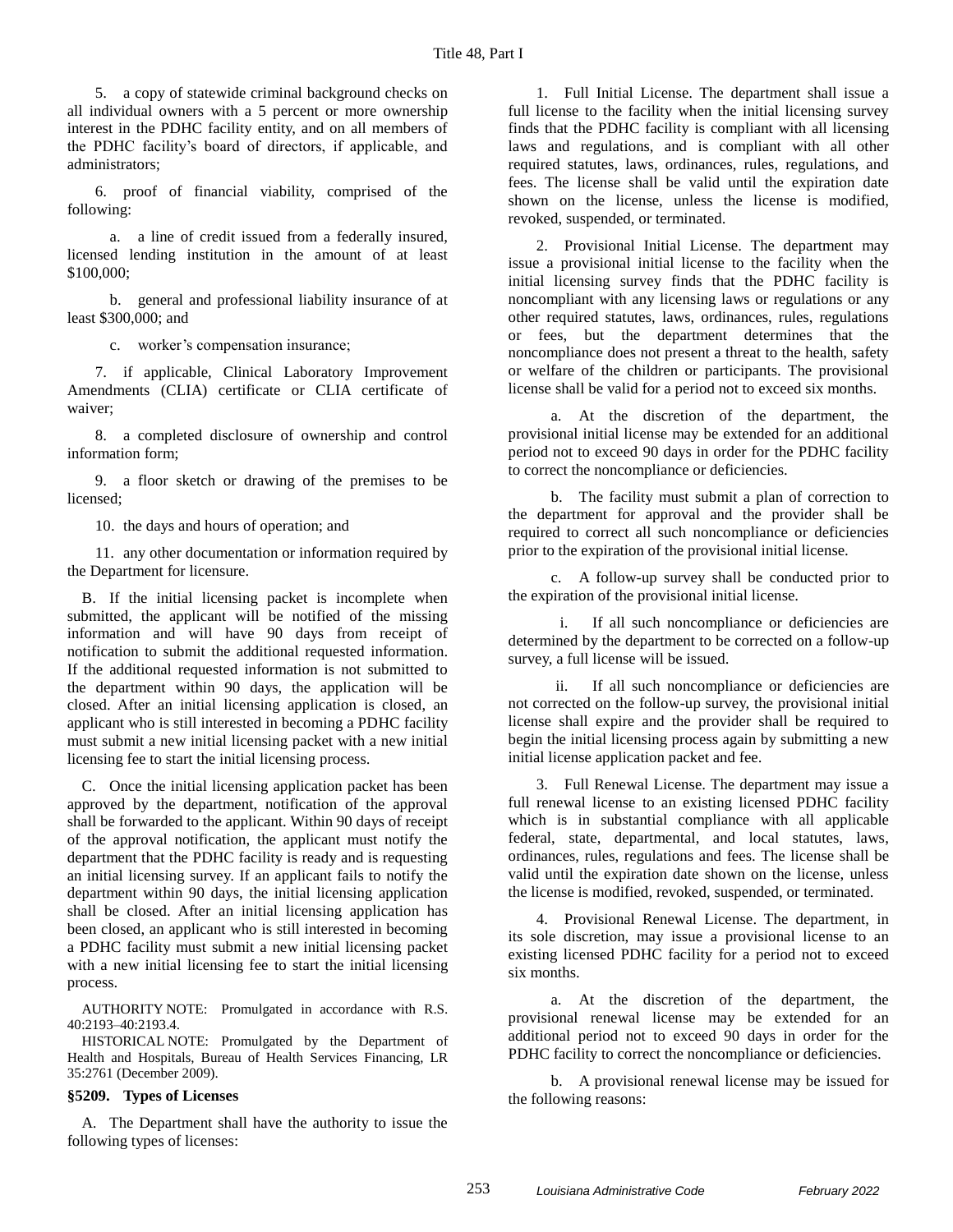5. a copy of statewide criminal background checks on all individual owners with a 5 percent or more ownership interest in the PDHC facility entity, and on all members of the PDHC facility's board of directors, if applicable, and administrators;

6. proof of financial viability, comprised of the following:

a. a line of credit issued from a federally insured, licensed lending institution in the amount of at least \$100,000;

b. general and professional liability insurance of at least \$300,000; and

c. worker's compensation insurance;

7. if applicable, Clinical Laboratory Improvement Amendments (CLIA) certificate or CLIA certificate of waiver;

8. a completed disclosure of ownership and control information form;

9. a floor sketch or drawing of the premises to be licensed;

10. the days and hours of operation; and

11. any other documentation or information required by the Department for licensure.

B. If the initial licensing packet is incomplete when submitted, the applicant will be notified of the missing information and will have 90 days from receipt of notification to submit the additional requested information. If the additional requested information is not submitted to the department within 90 days, the application will be closed. After an initial licensing application is closed, an applicant who is still interested in becoming a PDHC facility must submit a new initial licensing packet with a new initial licensing fee to start the initial licensing process.

C. Once the initial licensing application packet has been approved by the department, notification of the approval shall be forwarded to the applicant. Within 90 days of receipt of the approval notification, the applicant must notify the department that the PDHC facility is ready and is requesting an initial licensing survey. If an applicant fails to notify the department within 90 days, the initial licensing application shall be closed. After an initial licensing application has been closed, an applicant who is still interested in becoming a PDHC facility must submit a new initial licensing packet with a new initial licensing fee to start the initial licensing process.

AUTHORITY NOTE: Promulgated in accordance with R.S. 40:2193–40:2193.4.

HISTORICAL NOTE: Promulgated by the Department of Health and Hospitals, Bureau of Health Services Financing, LR 35:2761 (December 2009).

### §5209. Types of Licenses

A. The Department shall have the authority to issue the following types of licenses:

1. Full Initial License. The department shall issue a full license to the facility when the initial licensing survey finds that the PDHC facility is compliant with all licensing laws and regulations, and is compliant with all other required statutes, laws, ordinances, rules, regulations, and fees. The license shall be valid until the expiration date shown on the license, unless the license is modified, revoked, suspended, or terminated.

2. Provisional Initial License. The department may issue a provisional initial license to the facility when the initial licensing survey finds that the PDHC facility is noncompliant with any licensing laws or regulations or any other required statutes, laws, ordinances, rules, regulations or fees, but the department determines that the noncompliance does not present a threat to the health, safety or welfare of the children or participants. The provisional license shall be valid for a period not to exceed six months.

a. At the discretion of the department, the provisional initial license may be extended for an additional period not to exceed 90 days in order for the PDHC facility to correct the noncompliance or deficiencies.

b. The facility must submit a plan of correction to the department for approval and the provider shall be required to correct all such noncompliance or deficiencies prior to the expiration of the provisional initial license.

c. A follow-up survey shall be conducted prior to the expiration of the provisional initial license.

i. If all such noncompliance or deficiencies are determined by the department to be corrected on a follow-up survey, a full license will be issued.

ii. If all such noncompliance or deficiencies are not corrected on the follow-up survey, the provisional initial license shall expire and the provider shall be required to begin the initial licensing process again by submitting a new initial license application packet and fee.

3. Full Renewal License. The department may issue a full renewal license to an existing licensed PDHC facility which is in substantial compliance with all applicable federal, state, departmental, and local statutes, laws, ordinances, rules, regulations and fees. The license shall be valid until the expiration date shown on the license, unless the license is modified, revoked, suspended, or terminated.

4. Provisional Renewal License. The department, in its sole discretion, may issue a provisional license to an existing licensed PDHC facility for a period not to exceed six months.

a. At the discretion of the department, the provisional renewal license may be extended for an additional period not to exceed 90 days in order for the PDHC facility to correct the noncompliance or deficiencies.

b. A provisional renewal license may be issued for the following reasons: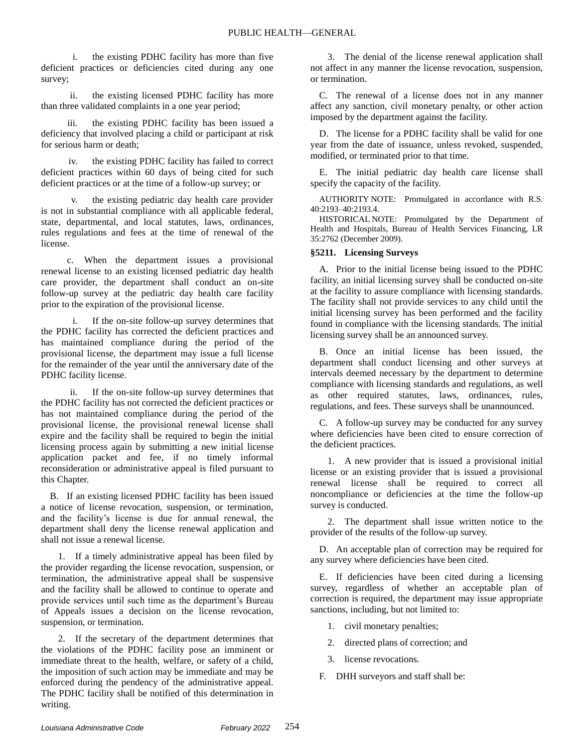i. the existing PDHC facility has more than five deficient practices or deficiencies cited during any one survey;

ii. the existing licensed PDHC facility has more than three validated complaints in a one year period;

iii. the existing PDHC facility has been issued a deficiency that involved placing a child or participant at risk for serious harm or death;

iv. the existing PDHC facility has failed to correct deficient practices within 60 days of being cited for such deficient practices or at the time of a follow-up survey; or

v. the existing pediatric day health care provider is not in substantial compliance with all applicable federal, state, departmental, and local statutes, laws, ordinances, rules regulations and fees at the time of renewal of the license.

c. When the department issues a provisional renewal license to an existing licensed pediatric day health care provider, the department shall conduct an on-site follow-up survey at the pediatric day health care facility prior to the expiration of the provisional license.

i. If the on-site follow-up survey determines that the PDHC facility has corrected the deficient practices and has maintained compliance during the period of the provisional license, the department may issue a full license for the remainder of the year until the anniversary date of the PDHC facility license.

ii. If the on-site follow-up survey determines that the PDHC facility has not corrected the deficient practices or has not maintained compliance during the period of the provisional license, the provisional renewal license shall expire and the facility shall be required to begin the initial licensing process again by submitting a new initial license application packet and fee, if no timely informal reconsideration or administrative appeal is filed pursuant to this Chapter.

B. If an existing licensed PDHC facility has been issued a notice of license revocation, suspension, or termination, and the facility's license is due for annual renewal, the department shall deny the license renewal application and shall not issue a renewal license.

1. If a timely administrative appeal has been filed by the provider regarding the license revocation, suspension, or termination, the administrative appeal shall be suspensive and the facility shall be allowed to continue to operate and provide services until such time as the department's Bureau of Appeals issues a decision on the license revocation, suspension, or termination.

2. If the secretary of the department determines that the violations of the PDHC facility pose an imminent or immediate threat to the health, welfare, or safety of a child, the imposition of such action may be immediate and may be enforced during the pendency of the administrative appeal. The PDHC facility shall be notified of this determination in writing.

3. The denial of the license renewal application shall not affect in any manner the license revocation, suspension, or termination.

C. The renewal of a license does not in any manner affect any sanction, civil monetary penalty, or other action imposed by the department against the facility.

D. The license for a PDHC facility shall be valid for one year from the date of issuance, unless revoked, suspended, modified, or terminated prior to that time.

E. The initial pediatric day health care license shall specify the capacity of the facility.

AUTHORITY NOTE: Promulgated in accordance with R.S. 40:2193–40:2193.4.

HISTORICAL NOTE: Promulgated by the Department of Health and Hospitals, Bureau of Health Services Financing, LR 35:2762 (December 2009).

### §5211. Licensing Surveys

A. Prior to the initial license being issued to the PDHC facility, an initial licensing survey shall be conducted on-site at the facility to assure compliance with licensing standards. The facility shall not provide services to any child until the initial licensing survey has been performed and the facility found in compliance with the licensing standards. The initial licensing survey shall be an announced survey.

B. Once an initial license has been issued, the department shall conduct licensing and other surveys at intervals deemed necessary by the department to determine compliance with licensing standards and regulations, as well as other required statutes, laws, ordinances, rules, regulations, and fees. These surveys shall be unannounced.

C. A follow-up survey may be conducted for any survey where deficiencies have been cited to ensure correction of the deficient practices.

1. A new provider that is issued a provisional initial license or an existing provider that is issued a provisional renewal license shall be required to correct all noncompliance or deficiencies at the time the follow-up survey is conducted.

2. The department shall issue written notice to the provider of the results of the follow-up survey.

D. An acceptable plan of correction may be required for any survey where deficiencies have been cited.

E. If deficiencies have been cited during a licensing survey, regardless of whether an acceptable plan of correction is required, the department may issue appropriate sanctions, including, but not limited to:

1. civil monetary penalties;

2. directed plans of correction; and

3. license revocations.

F. DHH surveyors and staff shall be: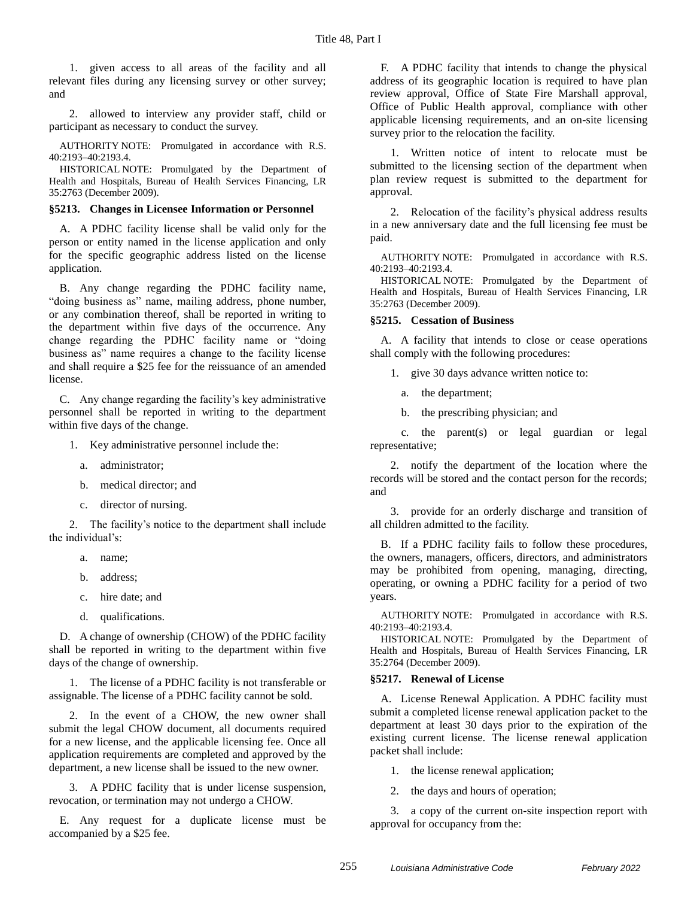1. given access to all areas of the facility and all relevant files during any licensing survey or other survey; and

2. allowed to interview any provider staff, child or participant as necessary to conduct the survey.

AUTHORITY NOTE: Promulgated in accordance with R.S. 40:2193–40:2193.4.

HISTORICAL NOTE: Promulgated by the Department of Health and Hospitals, Bureau of Health Services Financing, LR 35:2763 (December 2009).

### §5213. Changes in Licensee Information or Personnel

A. A PDHC facility license shall be valid only for the person or entity named in the license application and only for the specific geographic address listed on the license application.

B. Any change regarding the PDHC facility name, "doing business as" name, mailing address, phone number, or any combination thereof, shall be reported in writing to the department within five days of the occurrence. Any change regarding the PDHC facility name or "doing business as" name requires a change to the facility license and shall require a $25 fee for the reissuance of an amended license.

C. Any change regarding the facility's key administrative personnel shall be reported in writing to the department within five days of the change.

1. Key administrative personnel include the:

a. administrator;

b. medical director; and

c. director of nursing.

2. The facility's notice to the department shall include the individual's:

a. name;

b. address;

c. hire date; and

d. qualifications.

D. A change of ownership (CHOW) of the PDHC facility shall be reported in writing to the department within five days of the change of ownership.

1. The license of a PDHC facility is not transferable or assignable. The license of a PDHC facility cannot be sold.

2. In the event of a CHOW, the new owner shall submit the legal CHOW document, all documents required for a new license, and the applicable licensing fee. Once all application requirements are completed and approved by the department, a new license shall be issued to the new owner.

3. A PDHC facility that is under license suspension, revocation, or termination may not undergo a CHOW.

E. Any request for a duplicate license must be accompanied by a $25 fee.

F. A PDHC facility that intends to change the physical address of its geographic location is required to have plan review approval, Office of State Fire Marshall approval, Office of Public Health approval, compliance with other applicable licensing requirements, and an on-site licensing survey prior to the relocation the facility.

1. Written notice of intent to relocate must be submitted to the licensing section of the department when plan review request is submitted to the department for approval.

2. Relocation of the facility's physical address results in a new anniversary date and the full licensing fee must be paid.

AUTHORITY NOTE: Promulgated in accordance with R.S. 40:2193–40:2193.4.

HISTORICAL NOTE: Promulgated by the Department of Health and Hospitals, Bureau of Health Services Financing, LR 35:2763 (December 2009).

### §5215. Cessation of Business

A. A facility that intends to close or cease operations shall comply with the following procedures:

1. give 30 days advance written notice to:

a. the department;

b. the prescribing physician; and

c. the parent(s) or legal guardian or legal representative;

2. notify the department of the location where the records will be stored and the contact person for the records; and

3. provide for an orderly discharge and transition of all children admitted to the facility.

B. If a PDHC facility fails to follow these procedures, the owners, managers, officers, directors, and administrators may be prohibited from opening, managing, directing, operating, or owning a PDHC facility for a period of two years.

AUTHORITY NOTE: Promulgated in accordance with R.S. 40:2193–40:2193.4.

HISTORICAL NOTE: Promulgated by the Department of Health and Hospitals, Bureau of Health Services Financing, LR 35:2764 (December 2009).

### §5217. Renewal of License

A. License Renewal Application. A PDHC facility must submit a completed license renewal application packet to the department at least 30 days prior to the expiration of the existing current license. The license renewal application packet shall include:

1. the license renewal application;

2. the days and hours of operation;

3. a copy of the current on-site inspection report with approval for occupancy from the: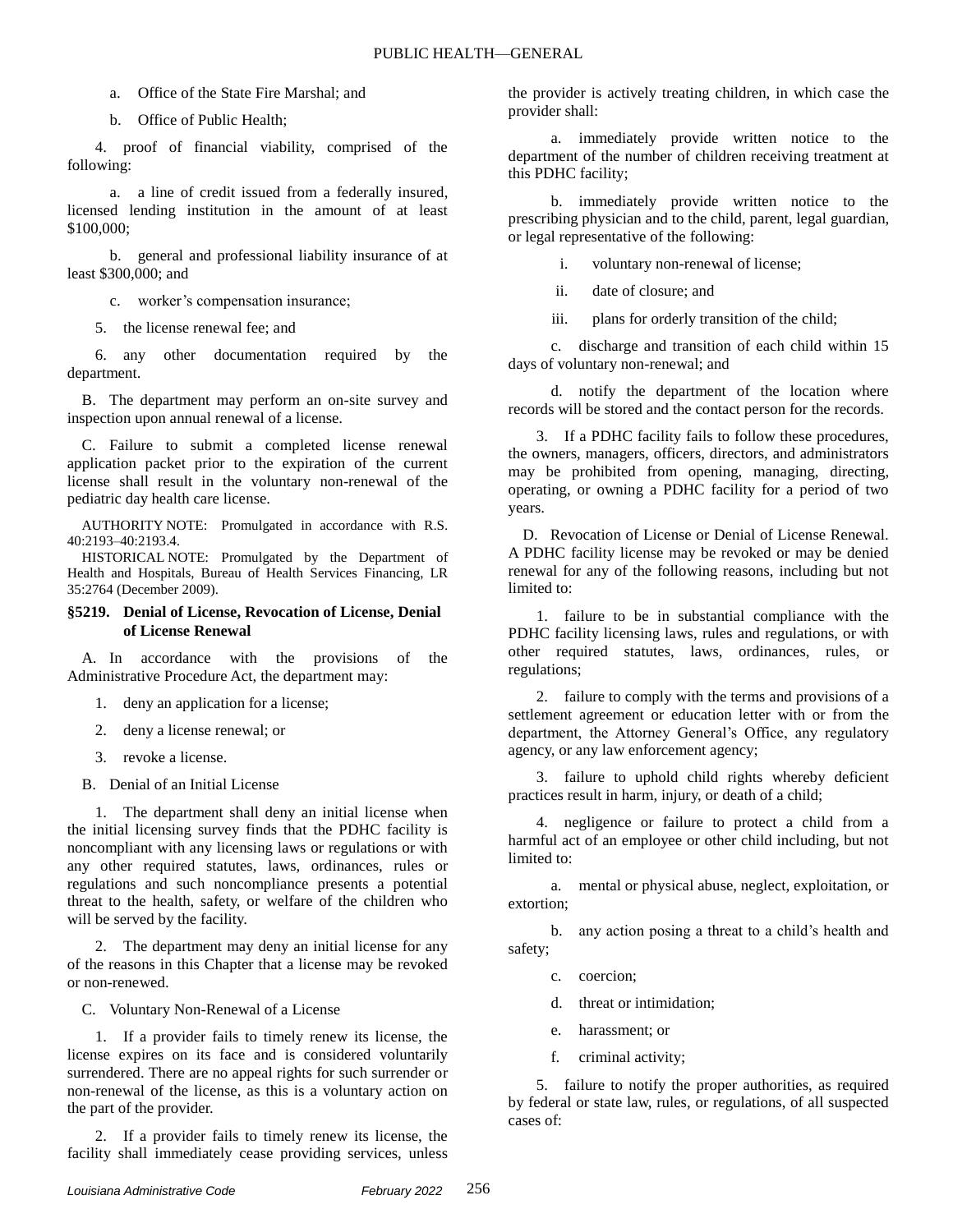a. Office of the State Fire Marshal; and

b. Office of Public Health;

4. proof of financial viability, comprised of the following:

a. a line of credit issued from a federally insured, licensed lending institution in the amount of at least $100,000;

b. general and professional liability insurance of at least $300,000; and

c. worker's compensation insurance;

5. the license renewal fee; and

6. any other documentation required by the department.

B. The department may perform an on-site survey and inspection upon annual renewal of a license.

C. Failure to submit a completed license renewal application packet prior to the expiration of the current license shall result in the voluntary non-renewal of the pediatric day health care license.

AUTHORITY NOTE: Promulgated in accordance with R.S. 40:2193–40:2193.4.

HISTORICAL NOTE: Promulgated by the Department of Health and Hospitals, Bureau of Health Services Financing, LR 35:2764 (December 2009).

### §5219. Denial of License, Revocation of License, Denial of License Renewal

A. In accordance with the provisions of the Administrative Procedure Act, the department may:

1. deny an application for a license;

2. deny a license renewal; or

3. revoke a license.

B. Denial of an Initial License

1. The department shall deny an initial license when the initial licensing survey finds that the PDHC facility is noncompliant with any licensing laws or regulations or with any other required statutes, laws, ordinances, rules or regulations and such noncompliance presents a potential threat to the health, safety, or welfare of the children who will be served by the facility.

2. The department may deny an initial license for any of the reasons in this Chapter that a license may be revoked or non-renewed.

C. Voluntary Non-Renewal of a License

1. If a provider fails to timely renew its license, the license expires on its face and is considered voluntarily surrendered. There are no appeal rights for such surrender or non-renewal of the license, as this is a voluntary action on the part of the provider.

2. If a provider fails to timely renew its license, the facility shall immediately cease providing services, unless the provider is actively treating children, in which case the provider shall:

a. immediately provide written notice to the department of the number of children receiving treatment at this PDHC facility;

b. immediately provide written notice to the prescribing physician and to the child, parent, legal guardian, or legal representative of the following:

i. voluntary non-renewal of license;

ii. date of closure; and

iii. plans for orderly transition of the child;

c. discharge and transition of each child within 15 days of voluntary non-renewal; and

d. notify the department of the location where records will be stored and the contact person for the records.

3. If a PDHC facility fails to follow these procedures, the owners, managers, officers, directors, and administrators may be prohibited from opening, managing, directing, operating, or owning a PDHC facility for a period of two years.

D. Revocation of License or Denial of License Renewal. A PDHC facility license may be revoked or may be denied renewal for any of the following reasons, including but not limited to:

1. failure to be in substantial compliance with the PDHC facility licensing laws, rules and regulations, or with other required statutes, laws, ordinances, rules, or regulations;

2. failure to comply with the terms and provisions of a settlement agreement or education letter with or from the department, the Attorney General's Office, any regulatory agency, or any law enforcement agency;

3. failure to uphold child rights whereby deficient practices result in harm, injury, or death of a child;

4. negligence or failure to protect a child from a harmful act of an employee or other child including, but not limited to:

a. mental or physical abuse, neglect, exploitation, or extortion;

b. any action posing a threat to a child's health and safety;

c. coercion;

d. threat or intimidation;

e. harassment; or

f. criminal activity;

5. failure to notify the proper authorities, as required by federal or state law, rules, or regulations, of all suspected cases of: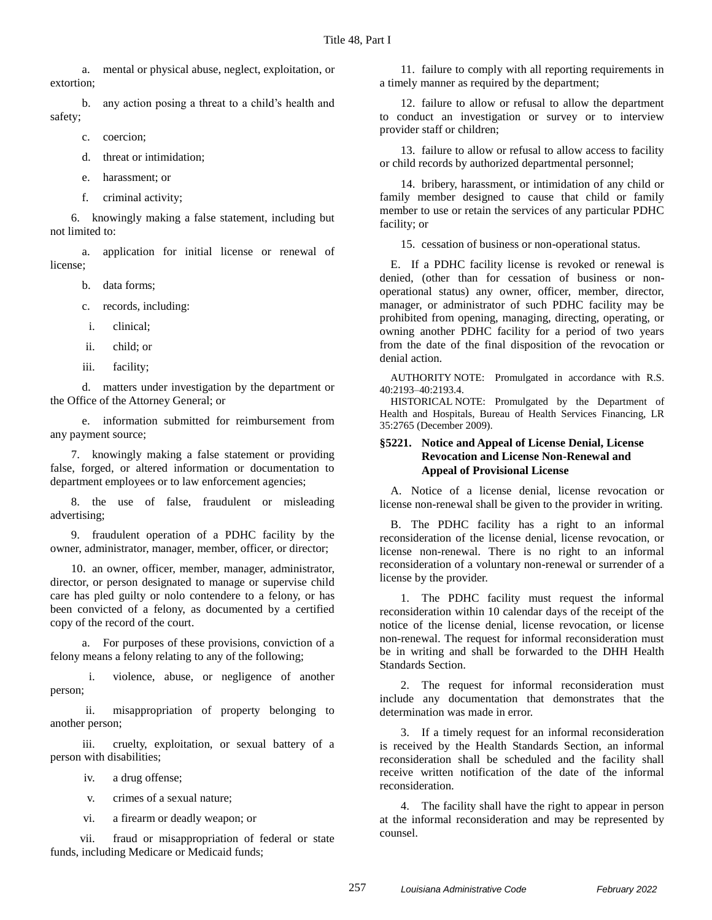a. mental or physical abuse, neglect, exploitation, or extortion;

b. any action posing a threat to a child's health and safety;

c. coercion;

d. threat or intimidation;

e. harassment; or

f. criminal activity;

6. knowingly making a false statement, including but not limited to:

a. application for initial license or renewal of license;

b. data forms;

c. records, including:

i. clinical;

ii. child; or

iii. facility;

d. matters under investigation by the department or the Office of the Attorney General; or

e. information submitted for reimbursement from any payment source;

7. knowingly making a false statement or providing false, forged, or altered information or documentation to department employees or to law enforcement agencies;

8. the use of false, fraudulent or misleading advertising;

9. fraudulent operation of a PDHC facility by the owner, administrator, manager, member, officer, or director;

10. an owner, officer, member, manager, administrator, director, or person designated to manage or supervise child care has pled guilty or nolo contendere to a felony, or has been convicted of a felony, as documented by a certified copy of the record of the court.

a. For purposes of these provisions, conviction of a felony means a felony relating to any of the following;

i. violence, abuse, or negligence of another person;

ii. misappropriation of property belonging to another person;

iii. cruelty, exploitation, or sexual battery of a person with disabilities;

iv. a drug offense;

v. crimes of a sexual nature;

vi. a firearm or deadly weapon; or

vii. fraud or misappropriation of federal or state funds, including Medicare or Medicaid funds;

11. failure to comply with all reporting requirements in a timely manner as required by the department;

12. failure to allow or refusal to allow the department to conduct an investigation or survey or to interview provider staff or children;

13. failure to allow or refusal to allow access to facility or child records by authorized departmental personnel;

14. bribery, harassment, or intimidation of any child or family member designed to cause that child or family member to use or retain the services of any particular PDHC facility; or

15. cessation of business or non-operational status.

E. If a PDHC facility license is revoked or renewal is denied, (other than for cessation of business or non-operational status) any owner, officer, member, director, manager, or administrator of such PDHC facility may be prohibited from opening, managing, directing, operating, or owning another PDHC facility for a period of two years from the date of the final disposition of the revocation or denial action.

AUTHORITY NOTE: Promulgated in accordance with R.S. 40:2193–40:2193.4.

HISTORICAL NOTE: Promulgated by the Department of Health and Hospitals, Bureau of Health Services Financing, LR 35:2765 (December 2009).

### §5221. Notice and Appeal of License Denial, License Revocation and License Non-Renewal and Appeal of Provisional License

A. Notice of a license denial, license revocation or license non-renewal shall be given to the provider in writing.

B. The PDHC facility has a right to an informal reconsideration of the license denial, license revocation, or license non-renewal. There is no right to an informal reconsideration of a voluntary non-renewal or surrender of a license by the provider.

1. The PDHC facility must request the informal reconsideration within 10 calendar days of the receipt of the notice of the license denial, license revocation, or license non-renewal. The request for informal reconsideration must be in writing and shall be forwarded to the DHH Health Standards Section.

2. The request for informal reconsideration must include any documentation that demonstrates that the determination was made in error.

3. If a timely request for an informal reconsideration is received by the Health Standards Section, an informal reconsideration shall be scheduled and the facility shall receive written notification of the date of the informal reconsideration.

4. The facility shall have the right to appear in person at the informal reconsideration and may be represented by counsel.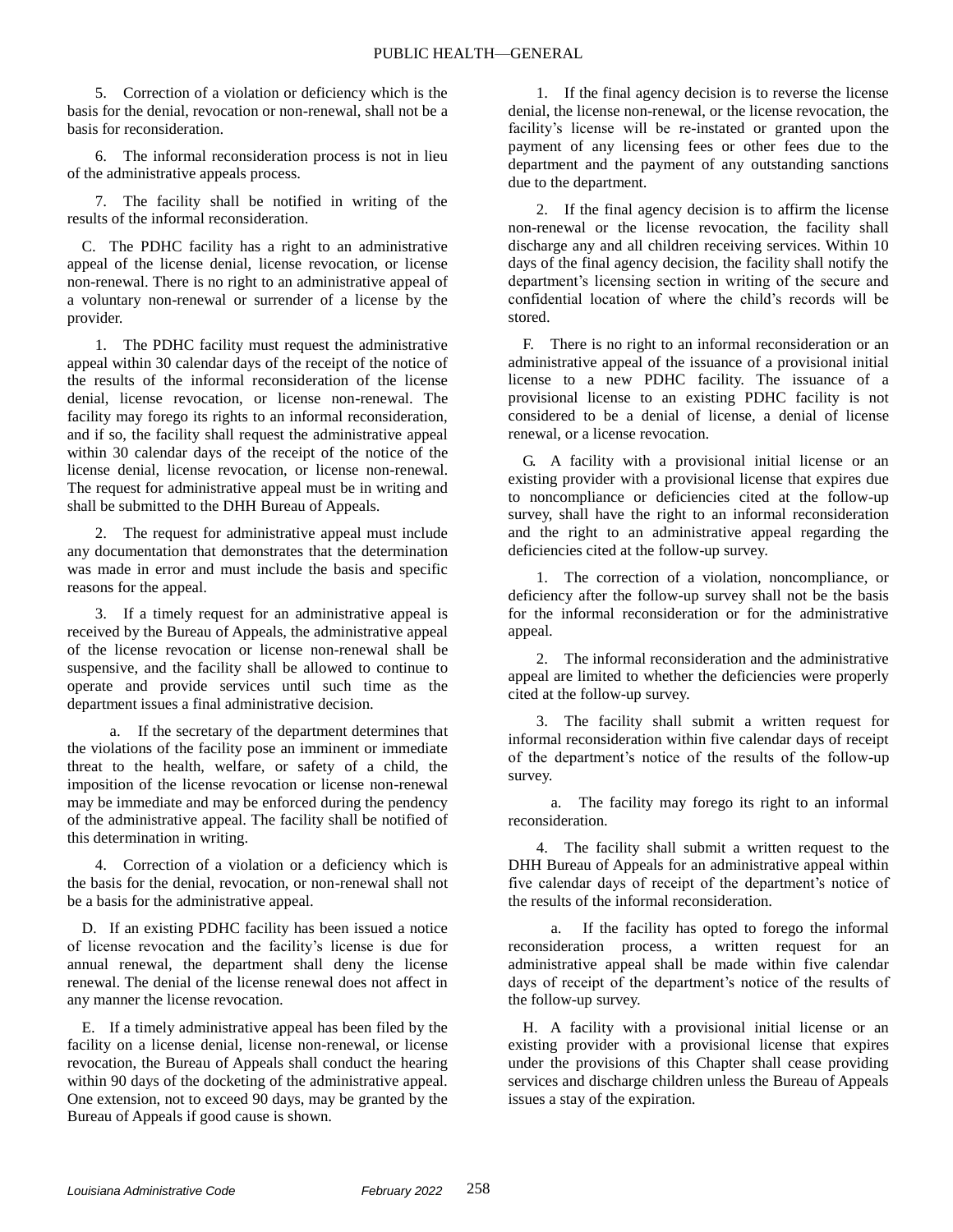5. Correction of a violation or deficiency which is the basis for the denial, revocation or non-renewal, shall not be a basis for reconsideration.

6. The informal reconsideration process is not in lieu of the administrative appeals process.

7. The facility shall be notified in writing of the results of the informal reconsideration.

C. The PDHC facility has a right to an administrative appeal of the license denial, license revocation, or license non-renewal. There is no right to an administrative appeal of a voluntary non-renewal or surrender of a license by the provider.

1. The PDHC facility must request the administrative appeal within 30 calendar days of the receipt of the notice of the results of the informal reconsideration of the license denial, license revocation, or license non-renewal. The facility may forego its rights to an informal reconsideration, and if so, the facility shall request the administrative appeal within 30 calendar days of the receipt of the notice of the license denial, license revocation, or license non-renewal. The request for administrative appeal must be in writing and shall be submitted to the DHH Bureau of Appeals.

2. The request for administrative appeal must include any documentation that demonstrates that the determination was made in error and must include the basis and specific reasons for the appeal.

3. If a timely request for an administrative appeal is received by the Bureau of Appeals, the administrative appeal of the license revocation or license non-renewal shall be suspensive, and the facility shall be allowed to continue to operate and provide services until such time as the department issues a final administrative decision.

a. If the secretary of the department determines that the violations of the facility pose an imminent or immediate threat to the health, welfare, or safety of a child, the imposition of the license revocation or license non-renewal may be immediate and may be enforced during the pendency of the administrative appeal. The facility shall be notified of this determination in writing.

4. Correction of a violation or a deficiency which is the basis for the denial, revocation, or non-renewal shall not be a basis for the administrative appeal.

D. If an existing PDHC facility has been issued a notice of license revocation and the facility's license is due for annual renewal, the department shall deny the license renewal. The denial of the license renewal does not affect in any manner the license revocation.

E. If a timely administrative appeal has been filed by the facility on a license denial, license non-renewal, or license revocation, the Bureau of Appeals shall conduct the hearing within 90 days of the docketing of the administrative appeal. One extension, not to exceed 90 days, may be granted by the Bureau of Appeals if good cause is shown.

1. If the final agency decision is to reverse the license denial, the license non-renewal, or the license revocation, the facility's license will be re-instated or granted upon the payment of any licensing fees or other fees due to the department and the payment of any outstanding sanctions due to the department.

2. If the final agency decision is to affirm the license non-renewal or the license revocation, the facility shall discharge any and all children receiving services. Within 10 days of the final agency decision, the facility shall notify the department's licensing section in writing of the secure and confidential location of where the child's records will be stored.

F. There is no right to an informal reconsideration or an administrative appeal of the issuance of a provisional initial license to a new PDHC facility. The issuance of a provisional license to an existing PDHC facility is not considered to be a denial of license, a denial of license renewal, or a license revocation.

G. A facility with a provisional initial license or an existing provider with a provisional license that expires due to noncompliance or deficiencies cited at the follow-up survey, shall have the right to an informal reconsideration and the right to an administrative appeal regarding the deficiencies cited at the follow-up survey.

1. The correction of a violation, noncompliance, or deficiency after the follow-up survey shall not be the basis for the informal reconsideration or for the administrative appeal.

2. The informal reconsideration and the administrative appeal are limited to whether the deficiencies were properly cited at the follow-up survey.

3. The facility shall submit a written request for informal reconsideration within five calendar days of receipt of the department's notice of the results of the follow-up survey.

a. The facility may forego its right to an informal reconsideration.

4. The facility shall submit a written request to the DHH Bureau of Appeals for an administrative appeal within five calendar days of receipt of the department's notice of the results of the informal reconsideration.

a. If the facility has opted to forego the informal reconsideration process, a written request for an administrative appeal shall be made within five calendar days of receipt of the department's notice of the results of the follow-up survey.

H. A facility with a provisional initial license or an existing provider with a provisional license that expires under the provisions of this Chapter shall cease providing services and discharge children unless the Bureau of Appeals issues a stay of the expiration.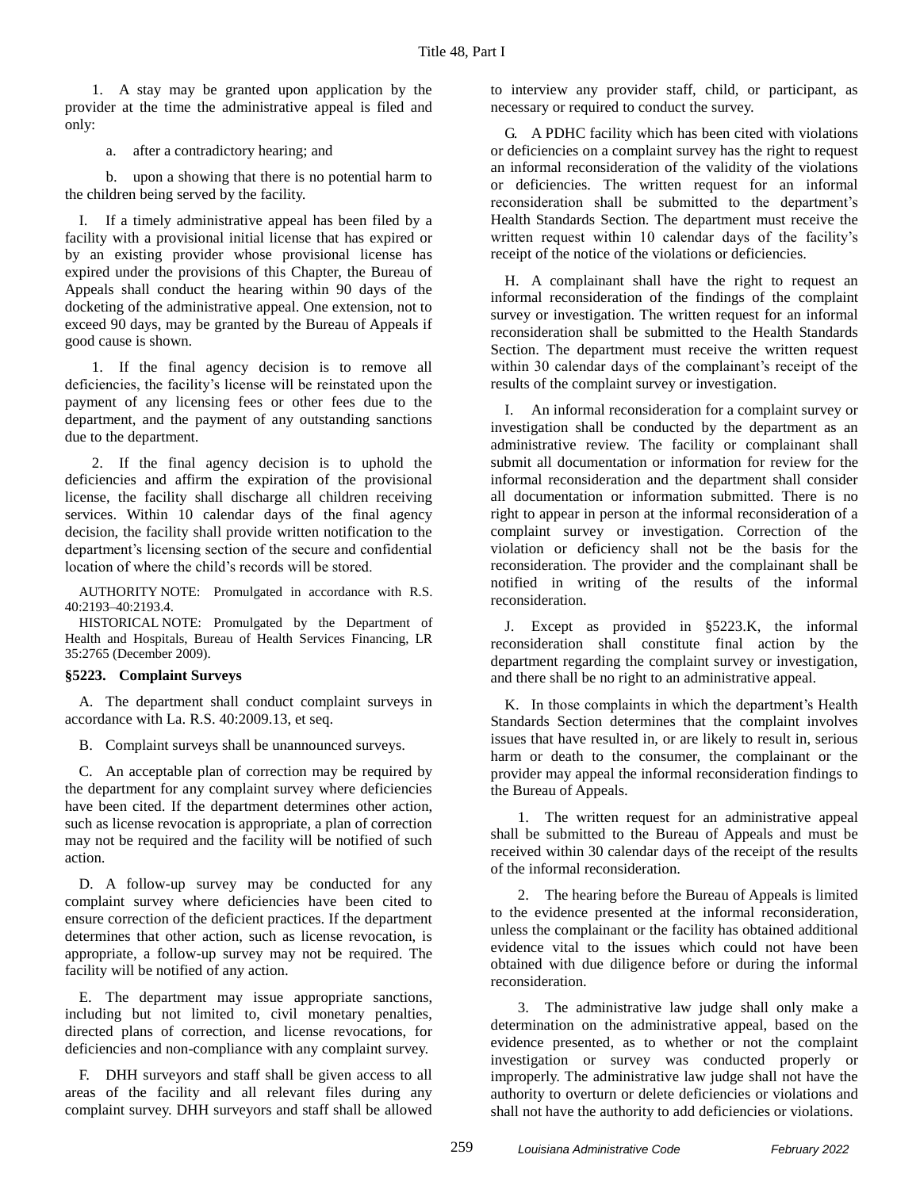1. A stay may be granted upon application by the provider at the time the administrative appeal is filed and only:

a. after a contradictory hearing; and

b. upon a showing that there is no potential harm to the children being served by the facility.

I. If a timely administrative appeal has been filed by a facility with a provisional initial license that has expired or by an existing provider whose provisional license has expired under the provisions of this Chapter, the Bureau of Appeals shall conduct the hearing within 90 days of the docketing of the administrative appeal. One extension, not to exceed 90 days, may be granted by the Bureau of Appeals if good cause is shown.

1. If the final agency decision is to remove all deficiencies, the facility's license will be reinstated upon the payment of any licensing fees or other fees due to the department, and the payment of any outstanding sanctions due to the department.

2. If the final agency decision is to uphold the deficiencies and affirm the expiration of the provisional license, the facility shall discharge all children receiving services. Within 10 calendar days of the final agency decision, the facility shall provide written notification to the department's licensing section of the secure and confidential location of where the child's records will be stored.

AUTHORITY NOTE: Promulgated in accordance with R.S. 40:2193–40:2193.4.

HISTORICAL NOTE: Promulgated by the Department of Health and Hospitals, Bureau of Health Services Financing, LR 35:2765 (December 2009).

### §5223. Complaint Surveys

A. The department shall conduct complaint surveys in accordance with La. R.S. 40:2009.13, et seq.

B. Complaint surveys shall be unannounced surveys.

C. An acceptable plan of correction may be required by the department for any complaint survey where deficiencies have been cited. If the department determines other action, such as license revocation is appropriate, a plan of correction may not be required and the facility will be notified of such action.

D. A follow-up survey may be conducted for any complaint survey where deficiencies have been cited to ensure correction of the deficient practices. If the department determines that other action, such as license revocation, is appropriate, a follow-up survey may not be required. The facility will be notified of any action.

E. The department may issue appropriate sanctions, including but not limited to, civil monetary penalties, directed plans of correction, and license revocations, for deficiencies and non-compliance with any complaint survey.

F. DHH surveyors and staff shall be given access to all areas of the facility and all relevant files during any complaint survey. DHH surveyors and staff shall be allowed to interview any provider staff, child, or participant, as necessary or required to conduct the survey.

G. A PDHC facility which has been cited with violations or deficiencies on a complaint survey has the right to request an informal reconsideration of the validity of the violations or deficiencies. The written request for an informal reconsideration shall be submitted to the department's Health Standards Section. The department must receive the written request within 10 calendar days of the facility's receipt of the notice of the violations or deficiencies.

H. A complainant shall have the right to request an informal reconsideration of the findings of the complaint survey or investigation. The written request for an informal reconsideration shall be submitted to the Health Standards Section. The department must receive the written request within 30 calendar days of the complainant's receipt of the results of the complaint survey or investigation.

I. An informal reconsideration for a complaint survey or investigation shall be conducted by the department as an administrative review. The facility or complainant shall submit all documentation or information for review for the informal reconsideration and the department shall consider all documentation or information submitted. There is no right to appear in person at the informal reconsideration of a complaint survey or investigation. Correction of the violation or deficiency shall not be the basis for the reconsideration. The provider and the complainant shall be notified in writing of the results of the informal reconsideration.

J. Except as provided in §5223.K, the informal reconsideration shall constitute final action by the department regarding the complaint survey or investigation, and there shall be no right to an administrative appeal.

K. In those complaints in which the department's Health Standards Section determines that the complaint involves issues that have resulted in, or are likely to result in, serious harm or death to the consumer, the complainant or the provider may appeal the informal reconsideration findings to the Bureau of Appeals.

1. The written request for an administrative appeal shall be submitted to the Bureau of Appeals and must be received within 30 calendar days of the receipt of the results of the informal reconsideration.

2. The hearing before the Bureau of Appeals is limited to the evidence presented at the informal reconsideration, unless the complainant or the facility has obtained additional evidence vital to the issues which could not have been obtained with due diligence before or during the informal reconsideration.

3. The administrative law judge shall only make a determination on the administrative appeal, based on the evidence presented, as to whether or not the complaint investigation or survey was conducted properly or improperly. The administrative law judge shall not have the authority to overturn or delete deficiencies or violations and shall not have the authority to add deficiencies or violations.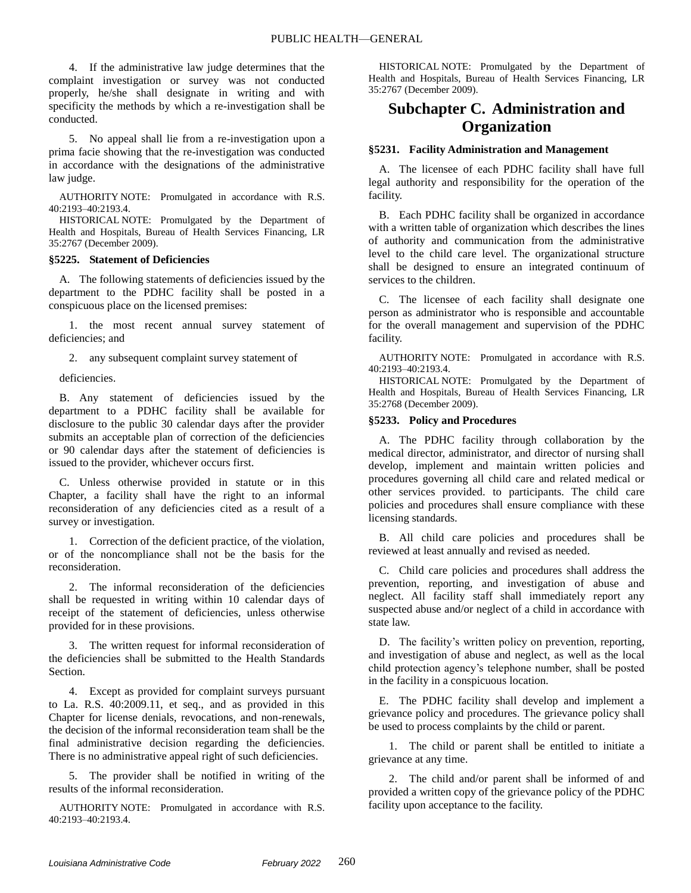4. If the administrative law judge determines that the complaint investigation or survey was not conducted properly, he/she shall designate in writing and with specificity the methods by which a re-investigation shall be conducted.

5. No appeal shall lie from a re-investigation upon a prima facie showing that the re-investigation was conducted in accordance with the designations of the administrative law judge.

AUTHORITY NOTE: Promulgated in accordance with R.S. 40:2193–40:2193.4.

HISTORICAL NOTE: Promulgated by the Department of Health and Hospitals, Bureau of Health Services Financing, LR 35:2767 (December 2009).

#### §5225. Statement of Deficiencies

A. The following statements of deficiencies issued by the department to the PDHC facility shall be posted in a conspicuous place on the licensed premises:

1. the most recent annual survey statement of deficiencies; and

2. any subsequent complaint survey statement of deficiencies.

B. Any statement of deficiencies issued by the department to a PDHC facility shall be available for disclosure to the public 30 calendar days after the provider submits an acceptable plan of correction of the deficiencies or 90 calendar days after the statement of deficiencies is issued to the provider, whichever occurs first.

C. Unless otherwise provided in statute or in this Chapter, a facility shall have the right to an informal reconsideration of any deficiencies cited as a result of a survey or investigation.

1. Correction of the deficient practice, of the violation, or of the noncompliance shall not be the basis for the reconsideration.

2. The informal reconsideration of the deficiencies shall be requested in writing within 10 calendar days of receipt of the statement of deficiencies, unless otherwise provided for in these provisions.

3. The written request for informal reconsideration of the deficiencies shall be submitted to the Health Standards Section.

4. Except as provided for complaint surveys pursuant to La. R.S. 40:2009.11, et seq., and as provided in this Chapter for license denials, revocations, and non-renewals, the decision of the informal reconsideration team shall be the final administrative decision regarding the deficiencies. There is no administrative appeal right of such deficiencies.

5. The provider shall be notified in writing of the results of the informal reconsideration.

AUTHORITY NOTE: Promulgated in accordance with R.S. 40:2193–40:2193.4.

HISTORICAL NOTE: Promulgated by the Department of Health and Hospitals, Bureau of Health Services Financing, LR 35:2767 (December 2009).

## Subchapter C. Administration and Organization

#### §5231. Facility Administration and Management

A. The licensee of each PDHC facility shall have full legal authority and responsibility for the operation of the facility.

B. Each PDHC facility shall be organized in accordance with a written table of organization which describes the lines of authority and communication from the administrative level to the child care level. The organizational structure shall be designed to ensure an integrated continuum of services to the children.

C. The licensee of each facility shall designate one person as administrator who is responsible and accountable for the overall management and supervision of the PDHC facility.

AUTHORITY NOTE: Promulgated in accordance with R.S. 40:2193–40:2193.4.

HISTORICAL NOTE: Promulgated by the Department of Health and Hospitals, Bureau of Health Services Financing, LR 35:2768 (December 2009).

#### §5233. Policy and Procedures

A. The PDHC facility through collaboration by the medical director, administrator, and director of nursing shall develop, implement and maintain written policies and procedures governing all child care and related medical or other services provided. to participants. The child care policies and procedures shall ensure compliance with these licensing standards.

B. All child care policies and procedures shall be reviewed at least annually and revised as needed.

C. Child care policies and procedures shall address the prevention, reporting, and investigation of abuse and neglect. All facility staff shall immediately report any suspected abuse and/or neglect of a child in accordance with state law.

D. The facility's written policy on prevention, reporting, and investigation of abuse and neglect, as well as the local child protection agency's telephone number, shall be posted in the facility in a conspicuous location.

E. The PDHC facility shall develop and implement a grievance policy and procedures. The grievance policy shall be used to process complaints by the child or parent.

1. The child or parent shall be entitled to initiate a grievance at any time.

2. The child and/or parent shall be informed of and provided a written copy of the grievance policy of the PDHC facility upon acceptance to the facility.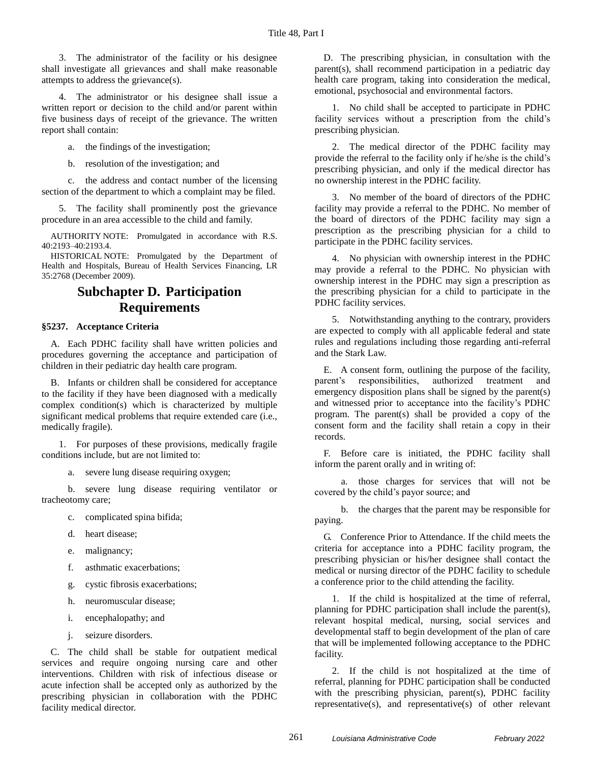3. The administrator of the facility or his designee shall investigate all grievances and shall make reasonable attempts to address the grievance(s).

4. The administrator or his designee shall issue a written report or decision to the child and/or parent within five business days of receipt of the grievance. The written report shall contain:

a. the findings of the investigation;

b. resolution of the investigation; and

c. the address and contact number of the licensing section of the department to which a complaint may be filed.

5. The facility shall prominently post the grievance procedure in an area accessible to the child and family.

AUTHORITY NOTE: Promulgated in accordance with R.S. 40:2193–40:2193.4.

HISTORICAL NOTE: Promulgated by the Department of Health and Hospitals, Bureau of Health Services Financing, LR 35:2768 (December 2009).

## Subchapter D. Participation Requirements

### §5237. Acceptance Criteria

A. Each PDHC facility shall have written policies and procedures governing the acceptance and participation of children in their pediatric day health care program.

B. Infants or children shall be considered for acceptance to the facility if they have been diagnosed with a medically complex condition(s) which is characterized by multiple significant medical problems that require extended care (i.e., medically fragile).

1. For purposes of these provisions, medically fragile conditions include, but are not limited to:

a. severe lung disease requiring oxygen;

b. severe lung disease requiring ventilator or tracheotomy care;

c. complicated spina bifida;

d. heart disease;

e. malignancy;

f. asthmatic exacerbations;

g. cystic fibrosis exacerbations;

h. neuromuscular disease;

i. encephalopathy; and

j. seizure disorders.

C. The child shall be stable for outpatient medical services and require ongoing nursing care and other interventions. Children with risk of infectious disease or acute infection shall be accepted only as authorized by the prescribing physician in collaboration with the PDHC facility medical director.

D. The prescribing physician, in consultation with the parent(s), shall recommend participation in a pediatric day health care program, taking into consideration the medical, emotional, psychosocial and environmental factors.

1. No child shall be accepted to participate in PDHC facility services without a prescription from the child's prescribing physician.

2. The medical director of the PDHC facility may provide the referral to the facility only if he/she is the child's prescribing physician, and only if the medical director has no ownership interest in the PDHC facility.

3. No member of the board of directors of the PDHC facility may provide a referral to the PDHC. No member of the board of directors of the PDHC facility may sign a prescription as the prescribing physician for a child to participate in the PDHC facility services.

4. No physician with ownership interest in the PDHC may provide a referral to the PDHC. No physician with ownership interest in the PDHC may sign a prescription as the prescribing physician for a child to participate in the PDHC facility services.

5. Notwithstanding anything to the contrary, providers are expected to comply with all applicable federal and state rules and regulations including those regarding anti-referral and the Stark Law.

E. A consent form, outlining the purpose of the facility, parent's responsibilities, authorized treatment and emergency disposition plans shall be signed by the parent(s) and witnessed prior to acceptance into the facility's PDHC program. The parent(s) shall be provided a copy of the consent form and the facility shall retain a copy in their records.

F. Before care is initiated, the PDHC facility shall inform the parent orally and in writing of:

a. those charges for services that will not be covered by the child's payor source; and

b. the charges that the parent may be responsible for paying.

G. Conference Prior to Attendance. If the child meets the criteria for acceptance into a PDHC facility program, the prescribing physician or his/her designee shall contact the medical or nursing director of the PDHC facility to schedule a conference prior to the child attending the facility.

1. If the child is hospitalized at the time of referral, planning for PDHC participation shall include the parent(s), relevant hospital medical, nursing, social services and developmental staff to begin development of the plan of care that will be implemented following acceptance to the PDHC facility.

2. If the child is not hospitalized at the time of referral, planning for PDHC participation shall be conducted with the prescribing physician, parent(s), PDHC facility representative(s), and representative(s) of other relevant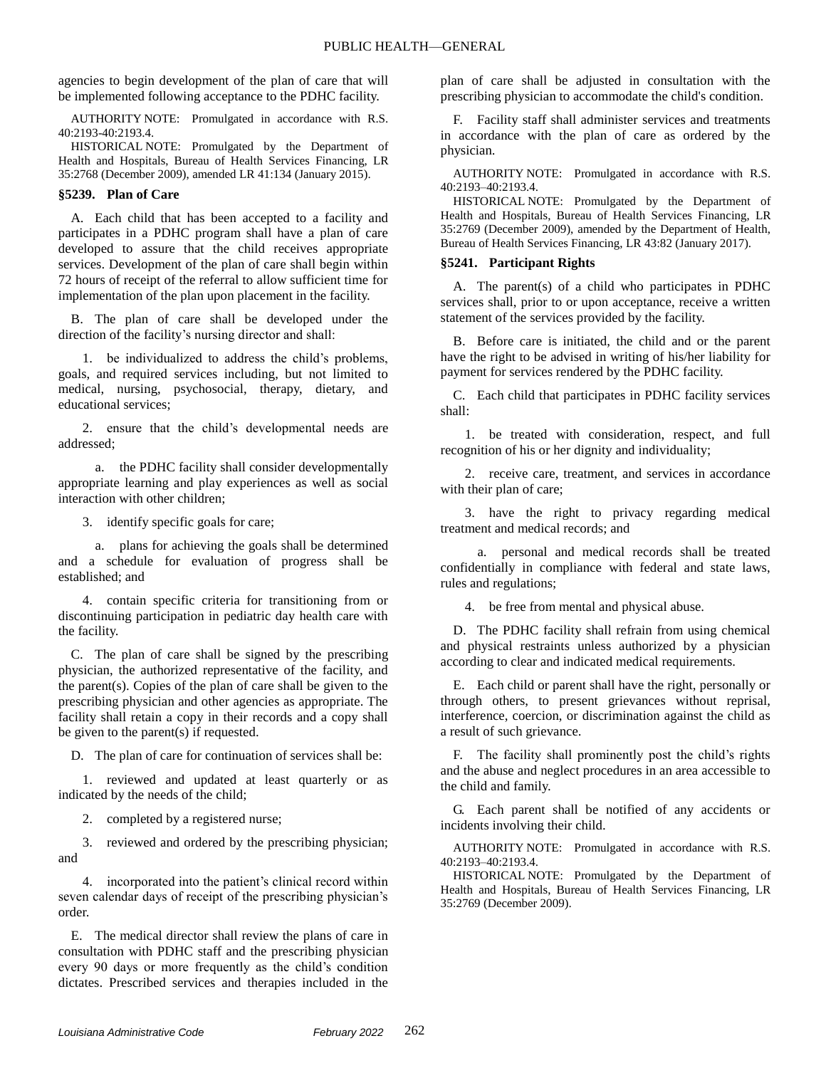agencies to begin development of the plan of care that will be implemented following acceptance to the PDHC facility.

AUTHORITY NOTE: Promulgated in accordance with R.S. 40:2193-40:2193.4.

HISTORICAL NOTE: Promulgated by the Department of Health and Hospitals, Bureau of Health Services Financing, LR 35:2768 (December 2009), amended LR 41:134 (January 2015).

### §5239. Plan of Care

A. Each child that has been accepted to a facility and participates in a PDHC program shall have a plan of care developed to assure that the child receives appropriate services. Development of the plan of care shall begin within 72 hours of receipt of the referral to allow sufficient time for implementation of the plan upon placement in the facility.

B. The plan of care shall be developed under the direction of the facility's nursing director and shall:

1. be individualized to address the child's problems, goals, and required services including, but not limited to medical, nursing, psychosocial, therapy, dietary, and educational services;

2. ensure that the child's developmental needs are addressed;

a. the PDHC facility shall consider developmentally appropriate learning and play experiences as well as social interaction with other children;

3. identify specific goals for care;

a. plans for achieving the goals shall be determined and a schedule for evaluation of progress shall be established; and

4. contain specific criteria for transitioning from or discontinuing participation in pediatric day health care with the facility.

C. The plan of care shall be signed by the prescribing physician, the authorized representative of the facility, and the parent(s). Copies of the plan of care shall be given to the prescribing physician and other agencies as appropriate. The facility shall retain a copy in their records and a copy shall be given to the parent(s) if requested.

D. The plan of care for continuation of services shall be:

1. reviewed and updated at least quarterly or as indicated by the needs of the child;

2. completed by a registered nurse;

3. reviewed and ordered by the prescribing physician; and

4. incorporated into the patient's clinical record within seven calendar days of receipt of the prescribing physician's order.

E. The medical director shall review the plans of care in consultation with PDHC staff and the prescribing physician every 90 days or more frequently as the child's condition dictates. Prescribed services and therapies included in the plan of care shall be adjusted in consultation with the prescribing physician to accommodate the child's condition.

F. Facility staff shall administer services and treatments in accordance with the plan of care as ordered by the physician.

AUTHORITY NOTE: Promulgated in accordance with R.S. 40:2193–40:2193.4.

HISTORICAL NOTE: Promulgated by the Department of Health and Hospitals, Bureau of Health Services Financing, LR 35:2769 (December 2009), amended by the Department of Health, Bureau of Health Services Financing, LR 43:82 (January 2017).

### §5241. Participant Rights

A. The parent(s) of a child who participates in PDHC services shall, prior to or upon acceptance, receive a written statement of the services provided by the facility.

B. Before care is initiated, the child and or the parent have the right to be advised in writing of his/her liability for payment for services rendered by the PDHC facility.

C. Each child that participates in PDHC facility services shall:

1. be treated with consideration, respect, and full recognition of his or her dignity and individuality;

2. receive care, treatment, and services in accordance with their plan of care;

3. have the right to privacy regarding medical treatment and medical records; and

a. personal and medical records shall be treated confidentially in compliance with federal and state laws, rules and regulations;

4. be free from mental and physical abuse.

D. The PDHC facility shall refrain from using chemical and physical restraints unless authorized by a physician according to clear and indicated medical requirements.

E. Each child or parent shall have the right, personally or through others, to present grievances without reprisal, interference, coercion, or discrimination against the child as a result of such grievance.

F. The facility shall prominently post the child's rights and the abuse and neglect procedures in an area accessible to the child and family.

G. Each parent shall be notified of any accidents or incidents involving their child.

AUTHORITY NOTE: Promulgated in accordance with R.S. 40:2193–40:2193.4.

HISTORICAL NOTE: Promulgated by the Department of Health and Hospitals, Bureau of Health Services Financing, LR 35:2769 (December 2009).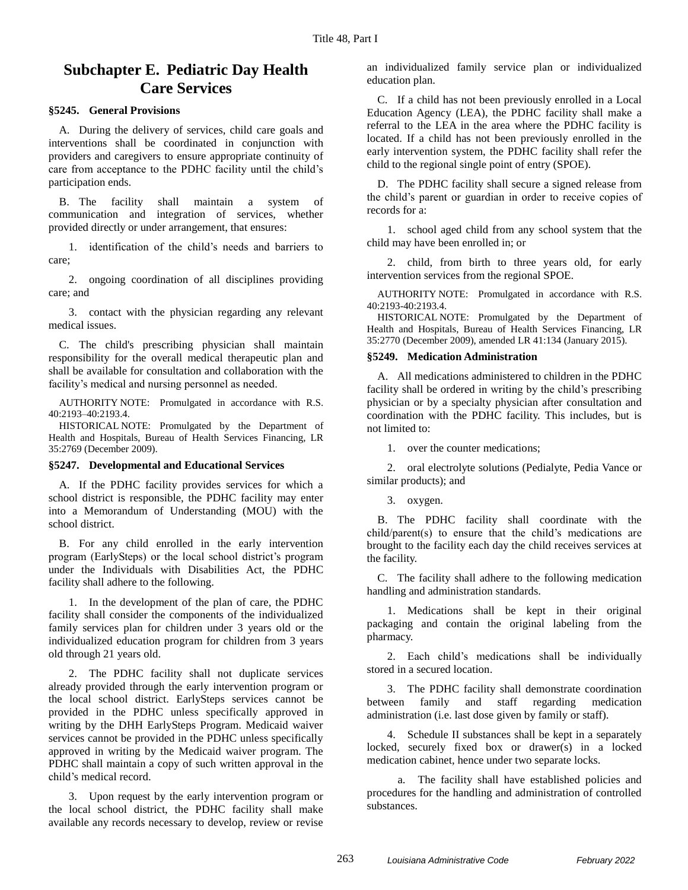## Subchapter E. Pediatric Day Health Care Services

### §5245. General Provisions

A. During the delivery of services, child care goals and interventions shall be coordinated in conjunction with providers and caregivers to ensure appropriate continuity of care from acceptance to the PDHC facility until the child's participation ends.

B. The facility shall maintain a system of communication and integration of services, whether provided directly or under arrangement, that ensures:

1. identification of the child's needs and barriers to care;

2. ongoing coordination of all disciplines providing care; and

3. contact with the physician regarding any relevant medical issues.

C. The child's prescribing physician shall maintain responsibility for the overall medical therapeutic plan and shall be available for consultation and collaboration with the facility's medical and nursing personnel as needed.

AUTHORITY NOTE: Promulgated in accordance with R.S. 40:2193–40:2193.4.

HISTORICAL NOTE: Promulgated by the Department of Health and Hospitals, Bureau of Health Services Financing, LR 35:2769 (December 2009).

### §5247. Developmental and Educational Services

A. If the PDHC facility provides services for which a school district is responsible, the PDHC facility may enter into a Memorandum of Understanding (MOU) with the school district.

B. For any child enrolled in the early intervention program (EarlySteps) or the local school district's program under the Individuals with Disabilities Act, the PDHC facility shall adhere to the following.

1. In the development of the plan of care, the PDHC facility shall consider the components of the individualized family services plan for children under 3 years old or the individualized education program for children from 3 years old through 21 years old.

2. The PDHC facility shall not duplicate services already provided through the early intervention program or the local school district. EarlySteps services cannot be provided in the PDHC unless specifically approved in writing by the DHH EarlySteps Program. Medicaid waiver services cannot be provided in the PDHC unless specifically approved in writing by the Medicaid waiver program. The PDHC shall maintain a copy of such written approval in the child's medical record.

3. Upon request by the early intervention program or the local school district, the PDHC facility shall make available any records necessary to develop, review or revise an individualized family service plan or individualized education plan.

C. If a child has not been previously enrolled in a Local Education Agency (LEA), the PDHC facility shall make a referral to the LEA in the area where the PDHC facility is located. If a child has not been previously enrolled in the early intervention system, the PDHC facility shall refer the child to the regional single point of entry (SPOE).

D. The PDHC facility shall secure a signed release from the child's parent or guardian in order to receive copies of records for a:

1. school aged child from any school system that the child may have been enrolled in; or

2. child, from birth to three years old, for early intervention services from the regional SPOE.

AUTHORITY NOTE: Promulgated in accordance with R.S. 40:2193-40:2193.4.

HISTORICAL NOTE: Promulgated by the Department of Health and Hospitals, Bureau of Health Services Financing, LR 35:2770 (December 2009), amended LR 41:134 (January 2015).

### §5249. Medication Administration

A. All medications administered to children in the PDHC facility shall be ordered in writing by the child's prescribing physician or by a specialty physician after consultation and coordination with the PDHC facility. This includes, but is not limited to:

1. over the counter medications;

2. oral electrolyte solutions (Pedialyte, Pedia Vance or similar products); and

3. oxygen.

B. The PDHC facility shall coordinate with the child/parent(s) to ensure that the child's medications are brought to the facility each day the child receives services at the facility.

C. The facility shall adhere to the following medication handling and administration standards.

1. Medications shall be kept in their original packaging and contain the original labeling from the pharmacy.

2. Each child's medications shall be individually stored in a secured location.

3. The PDHC facility shall demonstrate coordination between family and staff regarding medication administration (i.e. last dose given by family or staff).

4. Schedule II substances shall be kept in a separately locked, securely fixed box or drawer(s) in a locked medication cabinet, hence under two separate locks.

a. The facility shall have established policies and procedures for the handling and administration of controlled substances.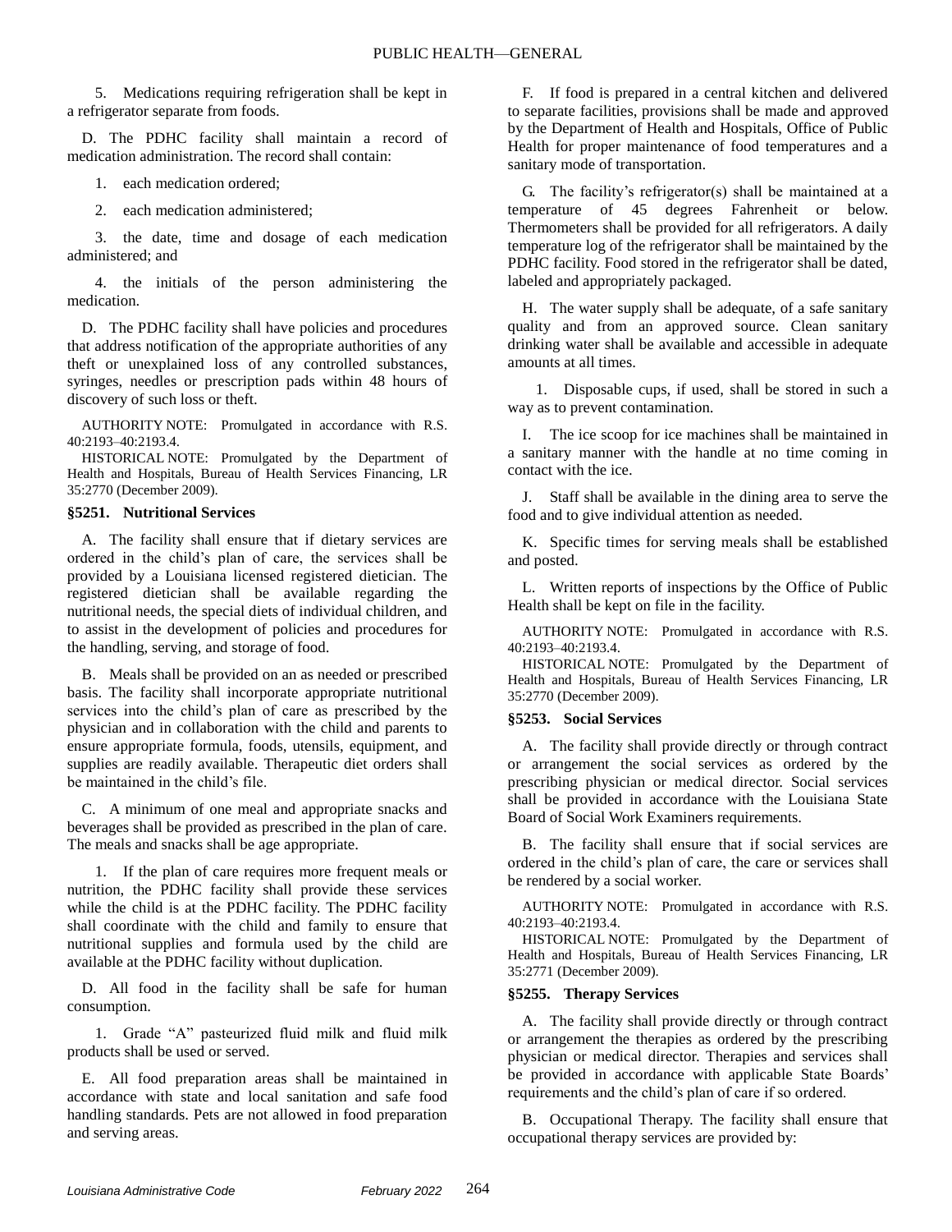5. Medications requiring refrigeration shall be kept in a refrigerator separate from foods.

D. The PDHC facility shall maintain a record of medication administration. The record shall contain:

1. each medication ordered;

2. each medication administered;

3. the date, time and dosage of each medication administered; and

4. the initials of the person administering the medication.

D. The PDHC facility shall have policies and procedures that address notification of the appropriate authorities of any theft or unexplained loss of any controlled substances, syringes, needles or prescription pads within 48 hours of discovery of such loss or theft.

AUTHORITY NOTE: Promulgated in accordance with R.S. 40:2193–40:2193.4.

HISTORICAL NOTE: Promulgated by the Department of Health and Hospitals, Bureau of Health Services Financing, LR 35:2770 (December 2009).

### §5251. Nutritional Services

A. The facility shall ensure that if dietary services are ordered in the child's plan of care, the services shall be provided by a Louisiana licensed registered dietician. The registered dietician shall be available regarding the nutritional needs, the special diets of individual children, and to assist in the development of policies and procedures for the handling, serving, and storage of food.

B. Meals shall be provided on an as needed or prescribed basis. The facility shall incorporate appropriate nutritional services into the child's plan of care as prescribed by the physician and in collaboration with the child and parents to ensure appropriate formula, foods, utensils, equipment, and supplies are readily available. Therapeutic diet orders shall be maintained in the child's file.

C. A minimum of one meal and appropriate snacks and beverages shall be provided as prescribed in the plan of care. The meals and snacks shall be age appropriate.

1. If the plan of care requires more frequent meals or nutrition, the PDHC facility shall provide these services while the child is at the PDHC facility. The PDHC facility shall coordinate with the child and family to ensure that nutritional supplies and formula used by the child are available at the PDHC facility without duplication.

D. All food in the facility shall be safe for human consumption.

1. Grade "A" pasteurized fluid milk and fluid milk products shall be used or served.

E. All food preparation areas shall be maintained in accordance with state and local sanitation and safe food handling standards. Pets are not allowed in food preparation and serving areas.

F. If food is prepared in a central kitchen and delivered to separate facilities, provisions shall be made and approved by the Department of Health and Hospitals, Office of Public Health for proper maintenance of food temperatures and a sanitary mode of transportation.

G. The facility's refrigerator(s) shall be maintained at a temperature of 45 degrees Fahrenheit or below. Thermometers shall be provided for all refrigerators. A daily temperature log of the refrigerator shall be maintained by the PDHC facility. Food stored in the refrigerator shall be dated, labeled and appropriately packaged.

H. The water supply shall be adequate, of a safe sanitary quality and from an approved source. Clean sanitary drinking water shall be available and accessible in adequate amounts at all times.

1. Disposable cups, if used, shall be stored in such a way as to prevent contamination.

I. The ice scoop for ice machines shall be maintained in a sanitary manner with the handle at no time coming in contact with the ice.

J. Staff shall be available in the dining area to serve the food and to give individual attention as needed.

K. Specific times for serving meals shall be established and posted.

L. Written reports of inspections by the Office of Public Health shall be kept on file in the facility.

AUTHORITY NOTE: Promulgated in accordance with R.S. 40:2193–40:2193.4.

HISTORICAL NOTE: Promulgated by the Department of Health and Hospitals, Bureau of Health Services Financing, LR 35:2770 (December 2009).

### §5253. Social Services

A. The facility shall provide directly or through contract or arrangement the social services as ordered by the prescribing physician or medical director. Social services shall be provided in accordance with the Louisiana State Board of Social Work Examiners requirements.

B. The facility shall ensure that if social services are ordered in the child's plan of care, the care or services shall be rendered by a social worker.

AUTHORITY NOTE: Promulgated in accordance with R.S. 40:2193–40:2193.4.

HISTORICAL NOTE: Promulgated by the Department of Health and Hospitals, Bureau of Health Services Financing, LR 35:2771 (December 2009).

### §5255. Therapy Services

A. The facility shall provide directly or through contract or arrangement the therapies as ordered by the prescribing physician or medical director. Therapies and services shall be provided in accordance with applicable State Boards' requirements and the child's plan of care if so ordered.

B. Occupational Therapy. The facility shall ensure that occupational therapy services are provided by: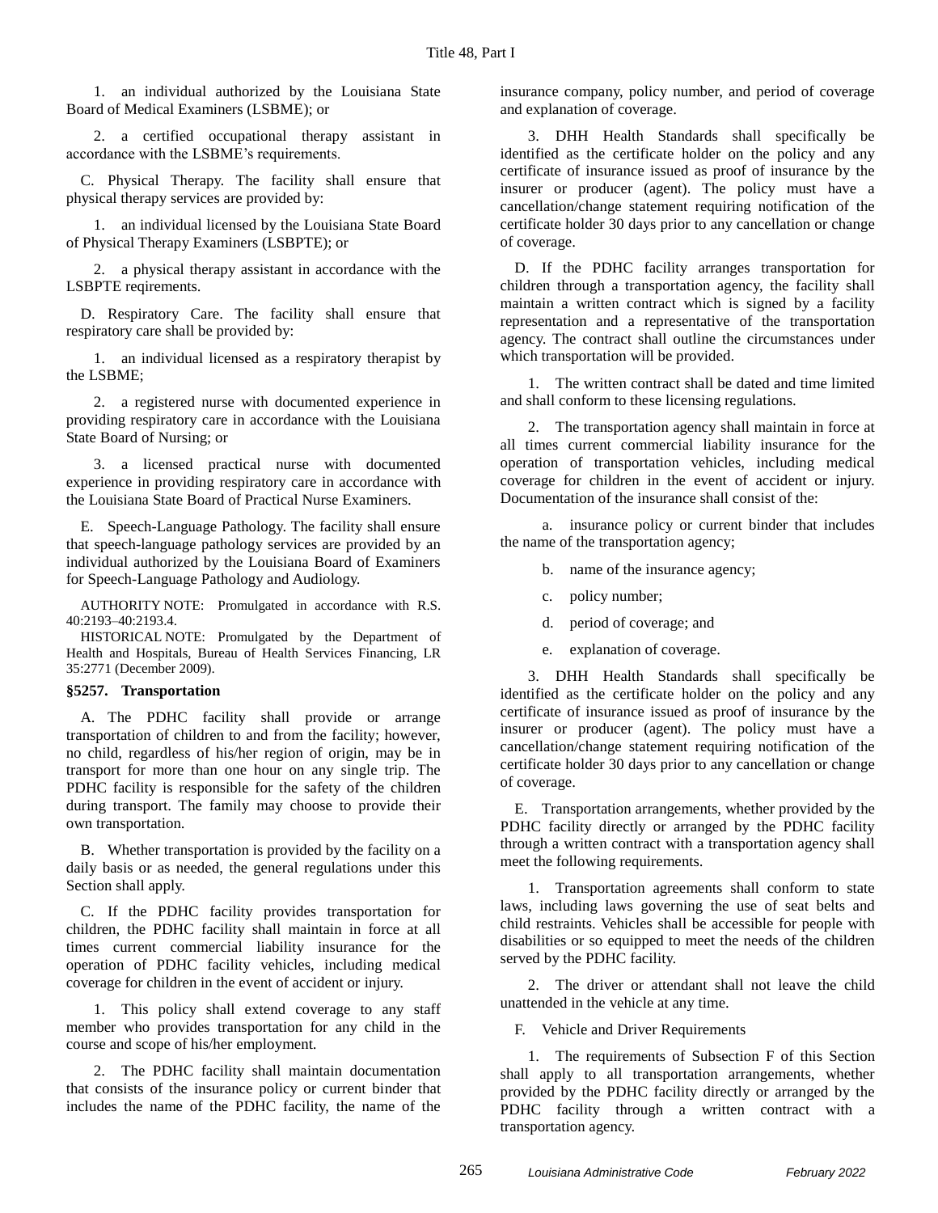1. an individual authorized by the Louisiana State Board of Medical Examiners (LSBME); or

2. a certified occupational therapy assistant in accordance with the LSBME's requirements.

C. Physical Therapy. The facility shall ensure that physical therapy services are provided by:

1. an individual licensed by the Louisiana State Board of Physical Therapy Examiners (LSBPTE); or

2. a physical therapy assistant in accordance with the LSBPTE reqirements.

D. Respiratory Care. The facility shall ensure that respiratory care shall be provided by:

1. an individual licensed as a respiratory therapist by the LSBME;

2. a registered nurse with documented experience in providing respiratory care in accordance with the Louisiana State Board of Nursing; or

3. a licensed practical nurse with documented experience in providing respiratory care in accordance with the Louisiana State Board of Practical Nurse Examiners.

E. Speech-Language Pathology. The facility shall ensure that speech-language pathology services are provided by an individual authorized by the Louisiana Board of Examiners for Speech-Language Pathology and Audiology.

AUTHORITY NOTE: Promulgated in accordance with R.S. 40:2193–40:2193.4.

HISTORICAL NOTE: Promulgated by the Department of Health and Hospitals, Bureau of Health Services Financing, LR 35:2771 (December 2009).

### §5257. Transportation

A. The PDHC facility shall provide or arrange transportation of children to and from the facility; however, no child, regardless of his/her region of origin, may be in transport for more than one hour on any single trip. The PDHC facility is responsible for the safety of the children during transport. The family may choose to provide their own transportation.

B. Whether transportation is provided by the facility on a daily basis or as needed, the general regulations under this Section shall apply.

C. If the PDHC facility provides transportation for children, the PDHC facility shall maintain in force at all times current commercial liability insurance for the operation of PDHC facility vehicles, including medical coverage for children in the event of accident or injury.

1. This policy shall extend coverage to any staff member who provides transportation for any child in the course and scope of his/her employment.

2. The PDHC facility shall maintain documentation that consists of the insurance policy or current binder that includes the name of the PDHC facility, the name of the insurance company, policy number, and period of coverage and explanation of coverage.

3. DHH Health Standards shall specifically be identified as the certificate holder on the policy and any certificate of insurance issued as proof of insurance by the insurer or producer (agent). The policy must have a cancellation/change statement requiring notification of the certificate holder 30 days prior to any cancellation or change of coverage.

D. If the PDHC facility arranges transportation for children through a transportation agency, the facility shall maintain a written contract which is signed by a facility representation and a representative of the transportation agency. The contract shall outline the circumstances under which transportation will be provided.

1. The written contract shall be dated and time limited and shall conform to these licensing regulations.

2. The transportation agency shall maintain in force at all times current commercial liability insurance for the operation of transportation vehicles, including medical coverage for children in the event of accident or injury. Documentation of the insurance shall consist of the:

a. insurance policy or current binder that includes the name of the transportation agency;

b. name of the insurance agency;

c. policy number;

d. period of coverage; and

e. explanation of coverage.

3. DHH Health Standards shall specifically be identified as the certificate holder on the policy and any certificate of insurance issued as proof of insurance by the insurer or producer (agent). The policy must have a cancellation/change statement requiring notification of the certificate holder 30 days prior to any cancellation or change of coverage.

E. Transportation arrangements, whether provided by the PDHC facility directly or arranged by the PDHC facility through a written contract with a transportation agency shall meet the following requirements.

1. Transportation agreements shall conform to state laws, including laws governing the use of seat belts and child restraints. Vehicles shall be accessible for people with disabilities or so equipped to meet the needs of the children served by the PDHC facility.

2. The driver or attendant shall not leave the child unattended in the vehicle at any time.

F. Vehicle and Driver Requirements

1. The requirements of Subsection F of this Section shall apply to all transportation arrangements, whether provided by the PDHC facility directly or arranged by the PDHC facility through a written contract with a transportation agency.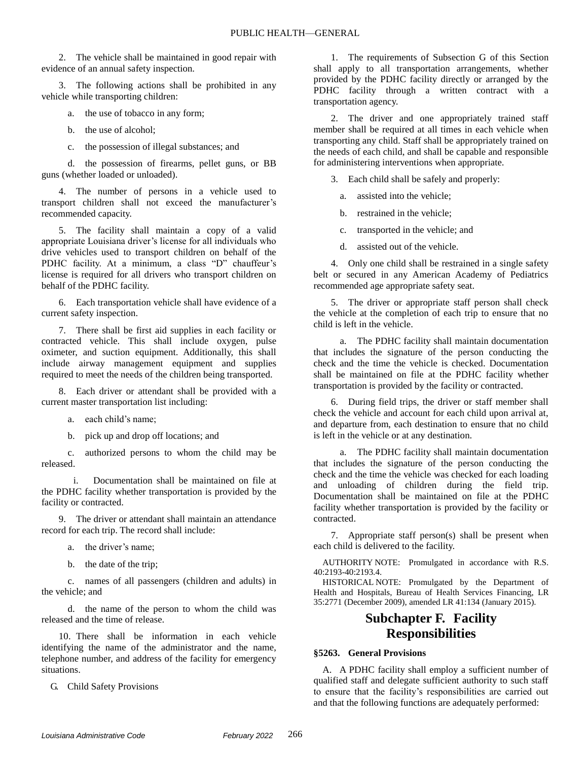2. The vehicle shall be maintained in good repair with evidence of an annual safety inspection.

3. The following actions shall be prohibited in any vehicle while transporting children:

a. the use of tobacco in any form;

b. the use of alcohol;

c. the possession of illegal substances; and

d. the possession of firearms, pellet guns, or BB guns (whether loaded or unloaded).

4. The number of persons in a vehicle used to transport children shall not exceed the manufacturer's recommended capacity.

5. The facility shall maintain a copy of a valid appropriate Louisiana driver's license for all individuals who drive vehicles used to transport children on behalf of the PDHC facility. At a minimum, a class "D" chauffeur's license is required for all drivers who transport children on behalf of the PDHC facility.

6. Each transportation vehicle shall have evidence of a current safety inspection.

7. There shall be first aid supplies in each facility or contracted vehicle. This shall include oxygen, pulse oximeter, and suction equipment. Additionally, this shall include airway management equipment and supplies required to meet the needs of the children being transported.

8. Each driver or attendant shall be provided with a current master transportation list including:

a. each child's name;

b. pick up and drop off locations; and

c. authorized persons to whom the child may be released.

i. Documentation shall be maintained on file at the PDHC facility whether transportation is provided by the facility or contracted.

9. The driver or attendant shall maintain an attendance record for each trip. The record shall include:

a. the driver's name;

b. the date of the trip;

c. names of all passengers (children and adults) in the vehicle; and

d. the name of the person to whom the child was released and the time of release.

10. There shall be information in each vehicle identifying the name of the administrator and the name, telephone number, and address of the facility for emergency situations.

G. Child Safety Provisions

1. The requirements of Subsection G of this Section shall apply to all transportation arrangements, whether provided by the PDHC facility directly or arranged by the PDHC facility through a written contract with a transportation agency.

2. The driver and one appropriately trained staff member shall be required at all times in each vehicle when transporting any child. Staff shall be appropriately trained on the needs of each child, and shall be capable and responsible for administering interventions when appropriate.

3. Each child shall be safely and properly:

a. assisted into the vehicle;

b. restrained in the vehicle;

c. transported in the vehicle; and

d. assisted out of the vehicle.

4. Only one child shall be restrained in a single safety belt or secured in any American Academy of Pediatrics recommended age appropriate safety seat.

5. The driver or appropriate staff person shall check the vehicle at the completion of each trip to ensure that no child is left in the vehicle.

a. The PDHC facility shall maintain documentation that includes the signature of the person conducting the check and the time the vehicle is checked. Documentation shall be maintained on file at the PDHC facility whether transportation is provided by the facility or contracted.

6. During field trips, the driver or staff member shall check the vehicle and account for each child upon arrival at, and departure from, each destination to ensure that no child is left in the vehicle or at any destination.

a. The PDHC facility shall maintain documentation that includes the signature of the person conducting the check and the time the vehicle was checked for each loading and unloading of children during the field trip. Documentation shall be maintained on file at the PDHC facility whether transportation is provided by the facility or contracted.

7. Appropriate staff person(s) shall be present when each child is delivered to the facility.

AUTHORITY NOTE: Promulgated in accordance with R.S. 40:2193-40:2193.4.

HISTORICAL NOTE: Promulgated by the Department of Health and Hospitals, Bureau of Health Services Financing, LR 35:2771 (December 2009), amended LR 41:134 (January 2015).

## Subchapter F. Facility Responsibilities

### §5263. General Provisions

A. A PDHC facility shall employ a sufficient number of qualified staff and delegate sufficient authority to such staff to ensure that the facility's responsibilities are carried out and that the following functions are adequately performed: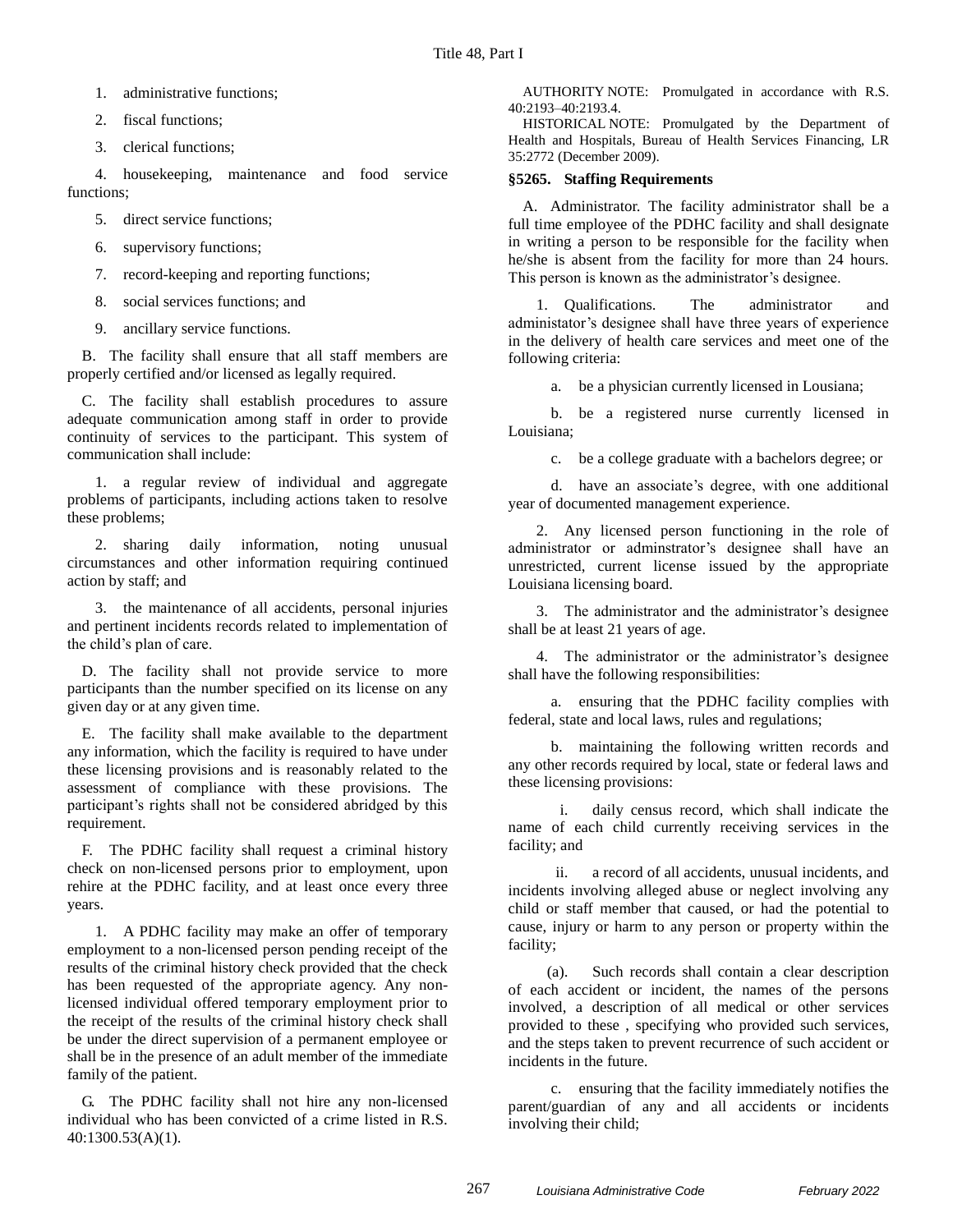1. administrative functions;

2. fiscal functions;

3. clerical functions;

4. housekeeping, maintenance and food service functions;

5. direct service functions;

6. supervisory functions;

7. record-keeping and reporting functions;

8. social services functions; and

9. ancillary service functions.

B. The facility shall ensure that all staff members are properly certified and/or licensed as legally required.

C. The facility shall establish procedures to assure adequate communication among staff in order to provide continuity of services to the participant. This system of communication shall include:

1. a regular review of individual and aggregate problems of participants, including actions taken to resolve these problems;

2. sharing daily information, noting unusual circumstances and other information requiring continued action by staff; and

3. the maintenance of all accidents, personal injuries and pertinent incidents records related to implementation of the child's plan of care.

D. The facility shall not provide service to more participants than the number specified on its license on any given day or at any given time.

E. The facility shall make available to the department any information, which the facility is required to have under these licensing provisions and is reasonably related to the assessment of compliance with these provisions. The participant's rights shall not be considered abridged by this requirement.

F. The PDHC facility shall request a criminal history check on non-licensed persons prior to employment, upon rehire at the PDHC facility, and at least once every three years.

1. A PDHC facility may make an offer of temporary employment to a non-licensed person pending receipt of the results of the criminal history check provided that the check has been requested of the appropriate agency. Any non-licensed individual offered temporary employment prior to the receipt of the results of the criminal history check shall be under the direct supervision of a permanent employee or shall be in the presence of an adult member of the immediate family of the patient.

G. The PDHC facility shall not hire any non-licensed individual who has been convicted of a crime listed in R.S. 40:1300.53(A)(1).

AUTHORITY NOTE: Promulgated in accordance with R.S. 40:2193–40:2193.4.

HISTORICAL NOTE: Promulgated by the Department of Health and Hospitals, Bureau of Health Services Financing, LR 35:2772 (December 2009).

### §5265. Staffing Requirements

A. Administrator. The facility administrator shall be a full time employee of the PDHC facility and shall designate in writing a person to be responsible for the facility when he/she is absent from the facility for more than 24 hours. This person is known as the administrator's designee.

1. Qualifications. The administrator and administator's designee shall have three years of experience in the delivery of health care services and meet one of the following criteria:

a. be a physician currently licensed in Lousiana;

b. be a registered nurse currently licensed in Louisiana;

c. be a college graduate with a bachelors degree; or

d. have an associate's degree, with one additional year of documented management experience.

2. Any licensed person functioning in the role of administrator or adminstrator's designee shall have an unrestricted, current license issued by the appropriate Louisiana licensing board.

3. The administrator and the administrator's designee shall be at least 21 years of age.

4. The administrator or the administrator's designee shall have the following responsibilities:

a. ensuring that the PDHC facility complies with federal, state and local laws, rules and regulations;

b. maintaining the following written records and any other records required by local, state or federal laws and these licensing provisions:

i. daily census record, which shall indicate the name of each child currently receiving services in the facility; and

ii. a record of all accidents, unusual incidents, and incidents involving alleged abuse or neglect involving any child or staff member that caused, or had the potential to cause, injury or harm to any person or property within the facility;

(a). Such records shall contain a clear description of each accident or incident, the names of the persons involved, a description of all medical or other services provided to these , specifying who provided such services, and the steps taken to prevent recurrence of such accident or incidents in the future.

c. ensuring that the facility immediately notifies the parent/guardian of any and all accidents or incidents involving their child;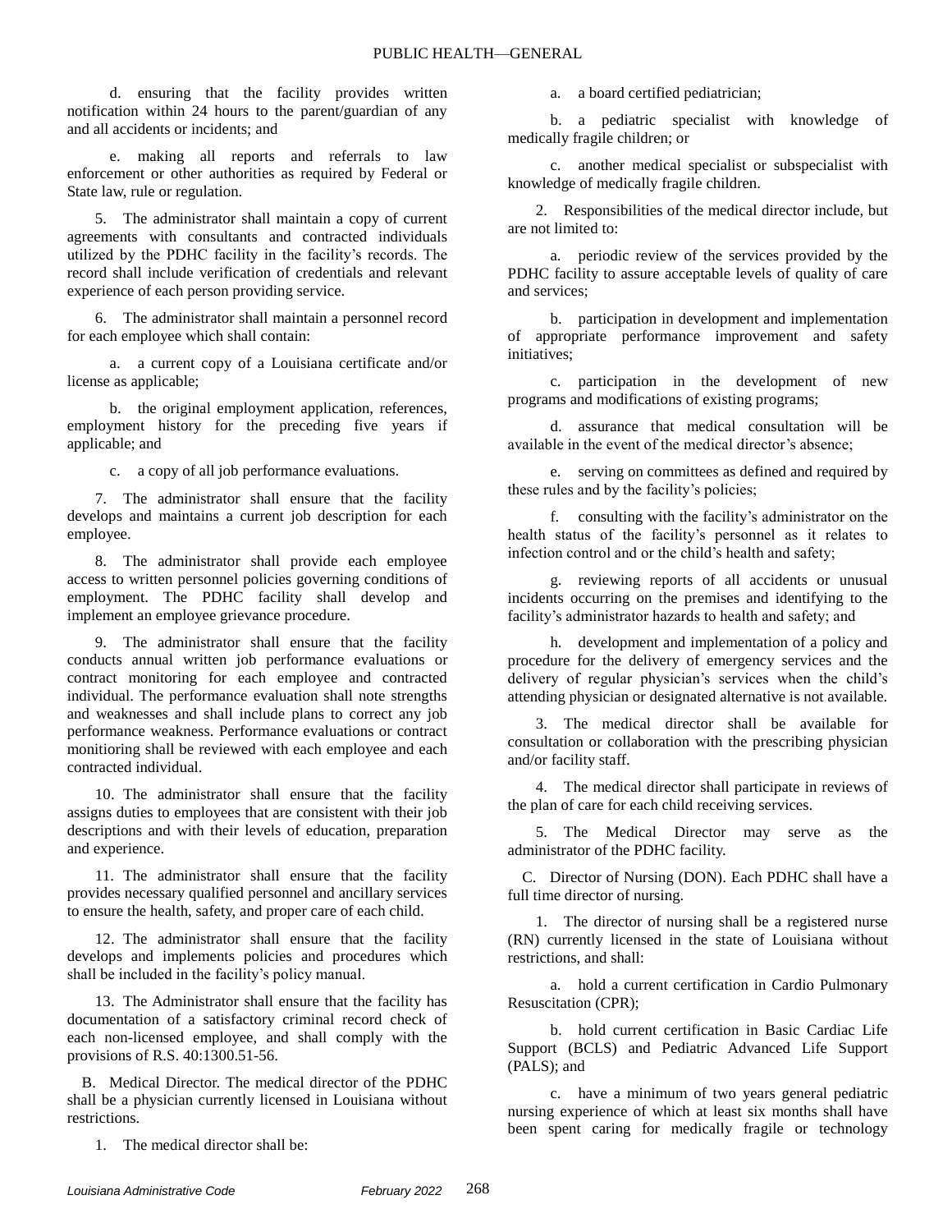d. ensuring that the facility provides written notification within 24 hours to the parent/guardian of any and all accidents or incidents; and

e. making all reports and referrals to law enforcement or other authorities as required by Federal or State law, rule or regulation.

5. The administrator shall maintain a copy of current agreements with consultants and contracted individuals utilized by the PDHC facility in the facility's records. The record shall include verification of credentials and relevant experience of each person providing service.

6. The administrator shall maintain a personnel record for each employee which shall contain:

a. a current copy of a Louisiana certificate and/or license as applicable;

b. the original employment application, references, employment history for the preceding five years if applicable; and

c. a copy of all job performance evaluations.

7. The administrator shall ensure that the facility develops and maintains a current job description for each employee.

8. The administrator shall provide each employee access to written personnel policies governing conditions of employment. The PDHC facility shall develop and implement an employee grievance procedure.

9. The administrator shall ensure that the facility conducts annual written job performance evaluations or contract monitoring for each employee and contracted individual. The performance evaluation shall note strengths and weaknesses and shall include plans to correct any job performance weakness. Performance evaluations or contract monitioring shall be reviewed with each employee and each contracted individual.

10. The administrator shall ensure that the facility assigns duties to employees that are consistent with their job descriptions and with their levels of education, preparation and experience.

11. The administrator shall ensure that the facility provides necessary qualified personnel and ancillary services to ensure the health, safety, and proper care of each child.

12. The administrator shall ensure that the facility develops and implements policies and procedures which shall be included in the facility's policy manual.

13. The Administrator shall ensure that the facility has documentation of a satisfactory criminal record check of each non-licensed employee, and shall comply with the provisions of R.S. 40:1300.51-56.

B. Medical Director. The medical director of the PDHC shall be a physician currently licensed in Louisiana without restrictions.

1. The medical director shall be:

a. a board certified pediatrician;

b. a pediatric specialist with knowledge of medically fragile children; or

c. another medical specialist or subspecialist with knowledge of medically fragile children.

2. Responsibilities of the medical director include, but are not limited to:

a. periodic review of the services provided by the PDHC facility to assure acceptable levels of quality of care and services;

b. participation in development and implementation of appropriate performance improvement and safety initiatives;

c. participation in the development of new programs and modifications of existing programs;

d. assurance that medical consultation will be available in the event of the medical director's absence;

e. serving on committees as defined and required by these rules and by the facility's policies;

f. consulting with the facility's administrator on the health status of the facility's personnel as it relates to infection control and or the child's health and safety;

g. reviewing reports of all accidents or unusual incidents occurring on the premises and identifying to the facility's administrator hazards to health and safety; and

h. development and implementation of a policy and procedure for the delivery of emergency services and the delivery of regular physician's services when the child's attending physician or designated alternative is not available.

3. The medical director shall be available for consultation or collaboration with the prescribing physician and/or facility staff.

4. The medical director shall participate in reviews of the plan of care for each child receiving services.

5. The Medical Director may serve as the administrator of the PDHC facility.

C. Director of Nursing (DON). Each PDHC shall have a full time director of nursing.

1. The director of nursing shall be a registered nurse (RN) currently licensed in the state of Louisiana without restrictions, and shall:

a. hold a current certification in Cardio Pulmonary Resuscitation (CPR);

b. hold current certification in Basic Cardiac Life Support (BCLS) and Pediatric Advanced Life Support (PALS); and

c. have a minimum of two years general pediatric nursing experience of which at least six months shall have been spent caring for medically fragile or technology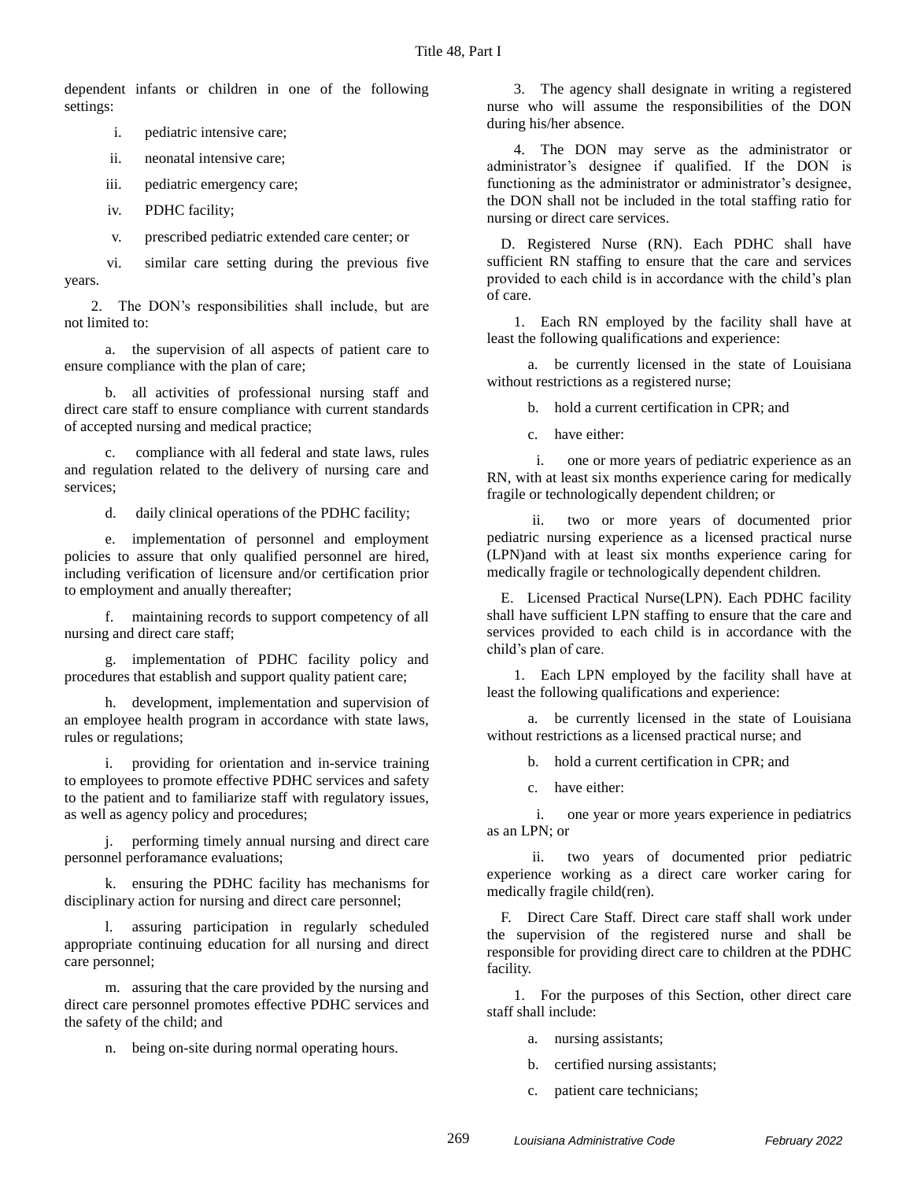dependent infants or children in one of the following settings:

i. pediatric intensive care;

ii. neonatal intensive care;

iii. pediatric emergency care;

iv. PDHC facility;

v. prescribed pediatric extended care center; or

vi. similar care setting during the previous five years.

2. The DON's responsibilities shall include, but are not limited to:

a. the supervision of all aspects of patient care to ensure compliance with the plan of care;

b. all activities of professional nursing staff and direct care staff to ensure compliance with current standards of accepted nursing and medical practice;

c. compliance with all federal and state laws, rules and regulation related to the delivery of nursing care and services;

d. daily clinical operations of the PDHC facility;

e. implementation of personnel and employment policies to assure that only qualified personnel are hired, including verification of licensure and/or certification prior to employment and anually thereafter;

f. maintaining records to support competency of all nursing and direct care staff;

g. implementation of PDHC facility policy and procedures that establish and support quality patient care;

h. development, implementation and supervision of an employee health program in accordance with state laws, rules or regulations;

i. providing for orientation and in-service training to employees to promote effective PDHC services and safety to the patient and to familiarize staff with regulatory issues, as well as agency policy and procedures;

j. performing timely annual nursing and direct care personnel perforamance evaluations;

k. ensuring the PDHC facility has mechanisms for disciplinary action for nursing and direct care personnel;

l. assuring participation in regularly scheduled appropriate continuing education for all nursing and direct care personnel;

m. assuring that the care provided by the nursing and direct care personnel promotes effective PDHC services and the safety of the child; and

n. being on-site during normal operating hours.

3. The agency shall designate in writing a registered nurse who will assume the responsibilities of the DON during his/her absence.

4. The DON may serve as the administrator or administrator's designee if qualified. If the DON is functioning as the administrator or administrator's designee, the DON shall not be included in the total staffing ratio for nursing or direct care services.

D. Registered Nurse (RN). Each PDHC shall have sufficient RN staffing to ensure that the care and services provided to each child is in accordance with the child's plan of care.

1. Each RN employed by the facility shall have at least the following qualifications and experience:

a. be currently licensed in the state of Louisiana without restrictions as a registered nurse;

b. hold a current certification in CPR; and

c. have either:

i. one or more years of pediatric experience as an RN, with at least six months experience caring for medically fragile or technologically dependent children; or

ii. two or more years of documented prior pediatric nursing experience as a licensed practical nurse (LPN)and with at least six months experience caring for medically fragile or technologically dependent children.

E. Licensed Practical Nurse(LPN). Each PDHC facility shall have sufficient LPN staffing to ensure that the care and services provided to each child is in accordance with the child's plan of care.

1. Each LPN employed by the facility shall have at least the following qualifications and experience:

a. be currently licensed in the state of Louisiana without restrictions as a licensed practical nurse; and

b. hold a current certification in CPR; and

c. have either:

i. one year or more years experience in pediatrics as an LPN; or

ii. two years of documented prior pediatric experience working as a direct care worker caring for medically fragile child(ren).

F. Direct Care Staff. Direct care staff shall work under the supervision of the registered nurse and shall be responsible for providing direct care to children at the PDHC facility.

1. For the purposes of this Section, other direct care staff shall include:

a. nursing assistants;

b. certified nursing assistants;

c. patient care technicians;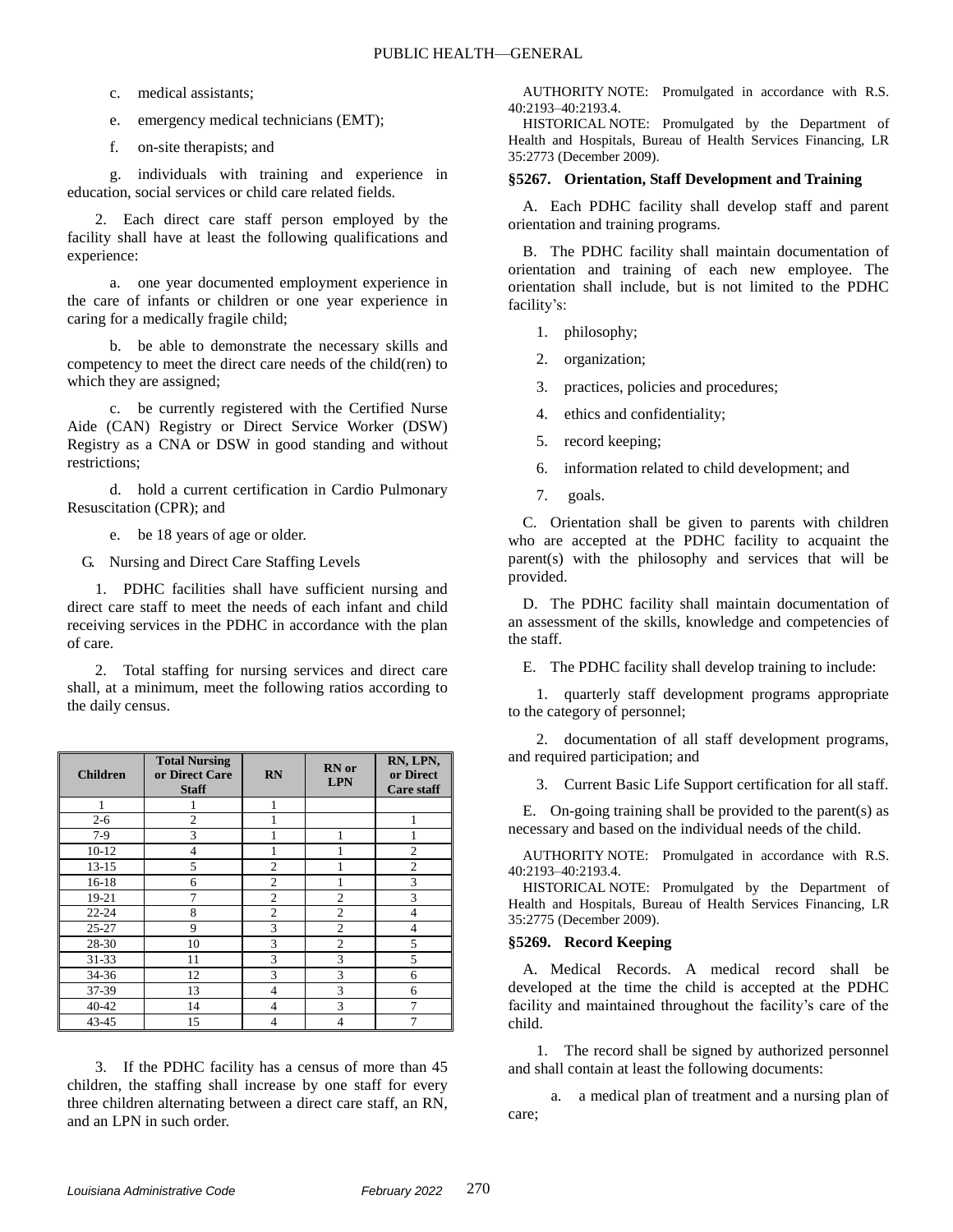c. medical assistants;

e. emergency medical technicians (EMT);

f. on-site therapists; and

g. individuals with training and experience in education, social services or child care related fields.

2. Each direct care staff person employed by the facility shall have at least the following qualifications and experience:

a. one year documented employment experience in the care of infants or children or one year experience in caring for a medically fragile child;

b. be able to demonstrate the necessary skills and competency to meet the direct care needs of the child(ren) to which they are assigned;

c. be currently registered with the Certified Nurse Aide (CAN) Registry or Direct Service Worker (DSW) Registry as a CNA or DSW in good standing and without restrictions;

d. hold a current certification in Cardio Pulmonary Resuscitation (CPR); and

e. be 18 years of age or older.

G. Nursing and Direct Care Staffing Levels

1. PDHC facilities shall have sufficient nursing and direct care staff to meet the needs of each infant and child receiving services in the PDHC in accordance with the plan of care.

2. Total staffing for nursing services and direct care shall, at a minimum, meet the following ratios according to the daily census.

| Children | Total Nursing or Direct Care Staff | RN | RN or LPN | RN, LPN, or Direct Care staff |
|---|---|---|---|---|
| 1 | 1 | 1 | | |
| 2-6 | 2 | 1 | | 1 |
| 7-9 | 3 | 1 | 1 | 1 |
| 10-12 | 4 | 1 | 1 | 2 |
| 13-15 | 5 | 2 | 1 | 2 |
| 16-18 | 6 | 2 | 1 | 3 |
| 19-21 | 7 | 2 | 2 | 3 |
| 22-24 | 8 | 2 | 2 | 4 |
| 25-27 | 9 | 3 | 2 | 4 |
| 28-30 | 10 | 3 | 2 | 5 |
| 31-33 | 11 | 3 | 3 | 5 |
| 34-36 | 12 | 3 | 3 | 6 |
| 37-39 | 13 | 4 | 3 | 6 |
| 40-42 | 14 | 4 | 3 | 7 |
| 43-45 | 15 | 4 | 4 | 7 |

3. If the PDHC facility has a census of more than 45 children, the staffing shall increase by one staff for every three children alternating between a direct care staff, an RN, and an LPN in such order.

AUTHORITY NOTE: Promulgated in accordance with R.S. 40:2193–40:2193.4.

HISTORICAL NOTE: Promulgated by the Department of Health and Hospitals, Bureau of Health Services Financing, LR 35:2773 (December 2009).

### §5267. Orientation, Staff Development and Training

A. Each PDHC facility shall develop staff and parent orientation and training programs.

B. The PDHC facility shall maintain documentation of orientation and training of each new employee. The orientation shall include, but is not limited to the PDHC facility's:

1. philosophy;
2. organization;
3. practices, policies and procedures;
4. ethics and confidentiality;
5. record keeping;
6. information related to child development; and
7. goals.

C. Orientation shall be given to parents with children who are accepted at the PDHC facility to acquaint the parent(s) with the philosophy and services that will be provided.

D. The PDHC facility shall maintain documentation of an assessment of the skills, knowledge and competencies of the staff.

E. The PDHC facility shall develop training to include:

1. quarterly staff development programs appropriate to the category of personnel;

2. documentation of all staff development programs, and required participation; and

3. Current Basic Life Support certification for all staff.

E. On-going training shall be provided to the parent(s) as necessary and based on the individual needs of the child.

AUTHORITY NOTE: Promulgated in accordance with R.S. 40:2193–40:2193.4.

HISTORICAL NOTE: Promulgated by the Department of Health and Hospitals, Bureau of Health Services Financing, LR 35:2775 (December 2009).

### §5269. Record Keeping

A. Medical Records. A medical record shall be developed at the time the child is accepted at the PDHC facility and maintained throughout the facility's care of the child.

1. The record shall be signed by authorized personnel and shall contain at least the following documents:

a. a medical plan of treatment and a nursing plan of care;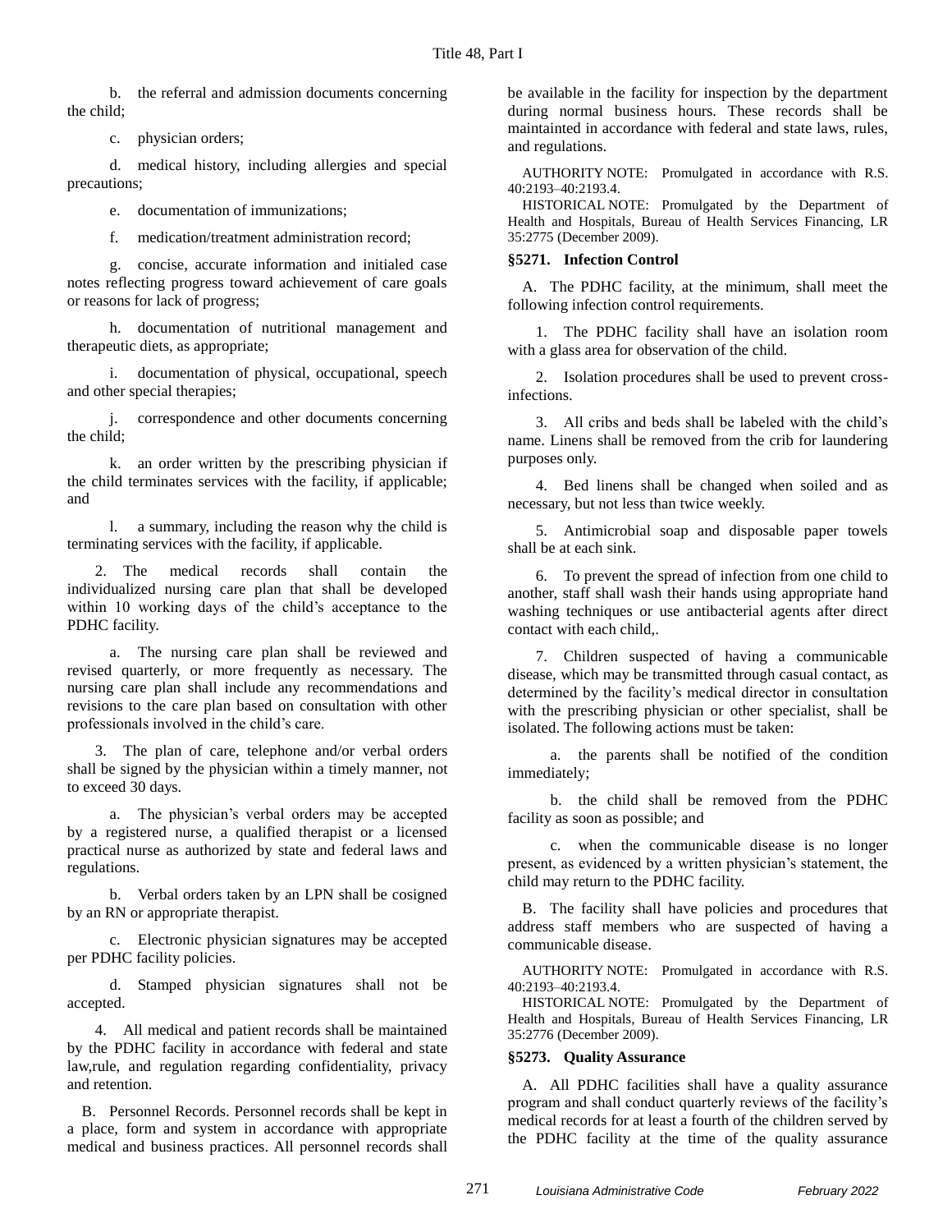b. the referral and admission documents concerning the child;

c. physician orders;

d. medical history, including allergies and special precautions;

e. documentation of immunizations;

f. medication/treatment administration record;

g. concise, accurate information and initialed case notes reflecting progress toward achievement of care goals or reasons for lack of progress;

h. documentation of nutritional management and therapeutic diets, as appropriate;

i. documentation of physical, occupational, speech and other special therapies;

j. correspondence and other documents concerning the child;

k. an order written by the prescribing physician if the child terminates services with the facility, if applicable; and

l. a summary, including the reason why the child is terminating services with the facility, if applicable.

2. The medical records shall contain the individualized nursing care plan that shall be developed within 10 working days of the child's acceptance to the PDHC facility.

a. The nursing care plan shall be reviewed and revised quarterly, or more frequently as necessary. The nursing care plan shall include any recommendations and revisions to the care plan based on consultation with other professionals involved in the child's care.

3. The plan of care, telephone and/or verbal orders shall be signed by the physician within a timely manner, not to exceed 30 days.

a. The physician's verbal orders may be accepted by a registered nurse, a qualified therapist or a licensed practical nurse as authorized by state and federal laws and regulations.

b. Verbal orders taken by an LPN shall be cosigned by an RN or appropriate therapist.

c. Electronic physician signatures may be accepted per PDHC facility policies.

d. Stamped physician signatures shall not be accepted.

4. All medical and patient records shall be maintained by the PDHC facility in accordance with federal and state law,rule, and regulation regarding confidentiality, privacy and retention.

B. Personnel Records. Personnel records shall be kept in a place, form and system in accordance with appropriate medical and business practices. All personnel records shall be available in the facility for inspection by the department during normal business hours. These records shall be maintainted in accordance with federal and state laws, rules, and regulations.

AUTHORITY NOTE: Promulgated in accordance with R.S. 40:2193–40:2193.4.

HISTORICAL NOTE: Promulgated by the Department of Health and Hospitals, Bureau of Health Services Financing, LR 35:2775 (December 2009).

### §5271. Infection Control

A. The PDHC facility, at the minimum, shall meet the following infection control requirements.

1. The PDHC facility shall have an isolation room with a glass area for observation of the child.

2. Isolation procedures shall be used to prevent cross-infections.

3. All cribs and beds shall be labeled with the child's name. Linens shall be removed from the crib for laundering purposes only.

4. Bed linens shall be changed when soiled and as necessary, but not less than twice weekly.

5. Antimicrobial soap and disposable paper towels shall be at each sink.

6. To prevent the spread of infection from one child to another, staff shall wash their hands using appropriate hand washing techniques or use antibacterial agents after direct contact with each child,.

7. Children suspected of having a communicable disease, which may be transmitted through casual contact, as determined by the facility's medical director in consultation with the prescribing physician or other specialist, shall be isolated. The following actions must be taken:

a. the parents shall be notified of the condition immediately;

b. the child shall be removed from the PDHC facility as soon as possible; and

c. when the communicable disease is no longer present, as evidenced by a written physician's statement, the child may return to the PDHC facility.

B. The facility shall have policies and procedures that address staff members who are suspected of having a communicable disease.

AUTHORITY NOTE: Promulgated in accordance with R.S. 40:2193–40:2193.4.

HISTORICAL NOTE: Promulgated by the Department of Health and Hospitals, Bureau of Health Services Financing, LR 35:2776 (December 2009).

### §5273. Quality Assurance

A. All PDHC facilities shall have a quality assurance program and shall conduct quarterly reviews of the facility's medical records for at least a fourth of the children served by the PDHC facility at the time of the quality assurance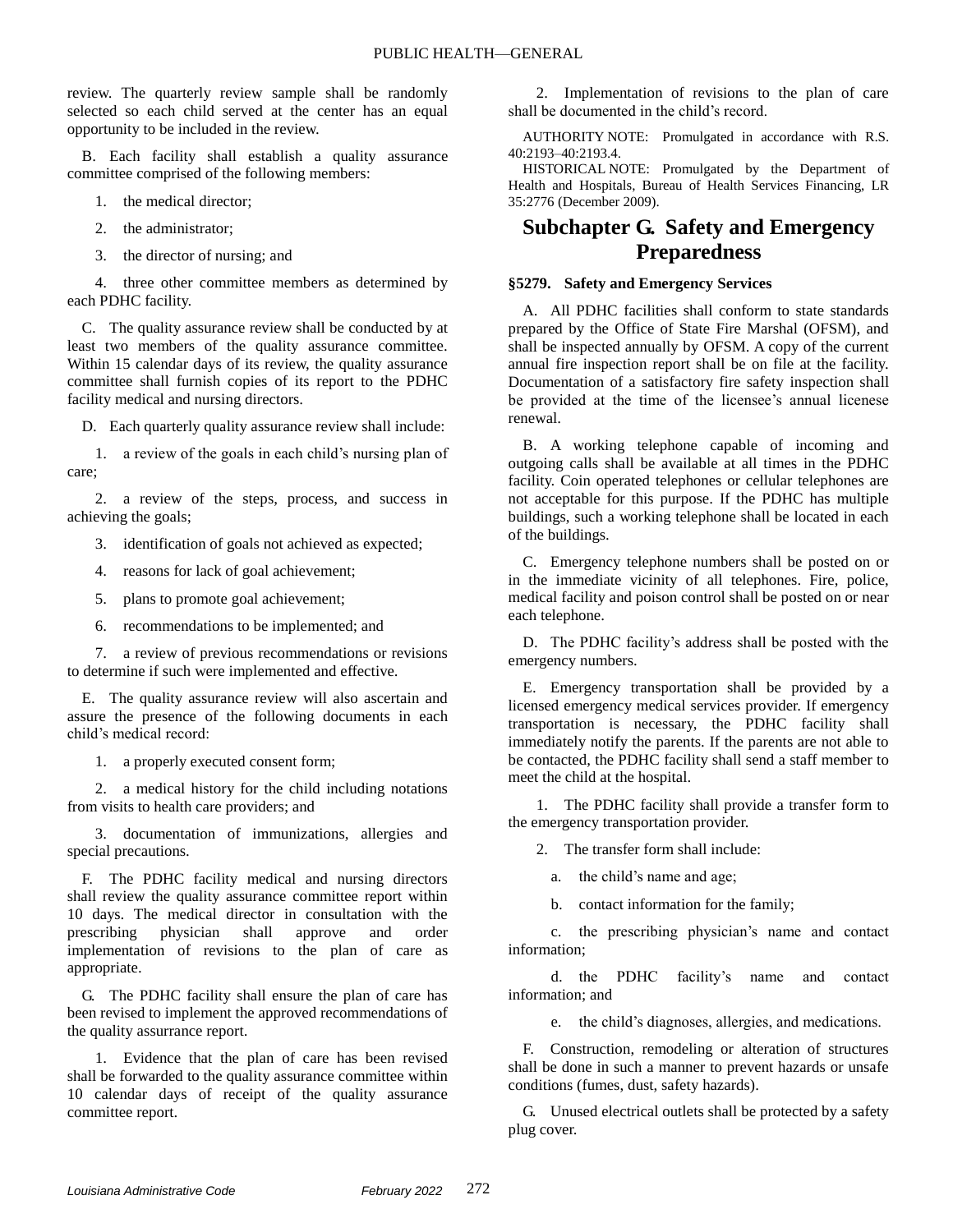review. The quarterly review sample shall be randomly selected so each child served at the center has an equal opportunity to be included in the review.

B. Each facility shall establish a quality assurance committee comprised of the following members:

1. the medical director;

2. the administrator;

3. the director of nursing; and

4. three other committee members as determined by each PDHC facility.

C. The quality assurance review shall be conducted by at least two members of the quality assurance committee. Within 15 calendar days of its review, the quality assurance committee shall furnish copies of its report to the PDHC facility medical and nursing directors.

D. Each quarterly quality assurance review shall include:

1. a review of the goals in each child's nursing plan of care;

2. a review of the steps, process, and success in achieving the goals;

3. identification of goals not achieved as expected;

4. reasons for lack of goal achievement;

5. plans to promote goal achievement;

6. recommendations to be implemented; and

7. a review of previous recommendations or revisions to determine if such were implemented and effective.

E. The quality assurance review will also ascertain and assure the presence of the following documents in each child's medical record:

1. a properly executed consent form;

2. a medical history for the child including notations from visits to health care providers; and

3. documentation of immunizations, allergies and special precautions.

F. The PDHC facility medical and nursing directors shall review the quality assurance committee report within 10 days. The medical director in consultation with the prescribing physician shall approve and order implementation of revisions to the plan of care as appropriate.

G. The PDHC facility shall ensure the plan of care has been revised to implement the approved recommendations of the quality assurrance report.

1. Evidence that the plan of care has been revised shall be forwarded to the quality assurance committee within 10 calendar days of receipt of the quality assurance committee report.

2. Implementation of revisions to the plan of care shall be documented in the child's record.

AUTHORITY NOTE: Promulgated in accordance with R.S. 40:2193–40:2193.4.

HISTORICAL NOTE: Promulgated by the Department of Health and Hospitals, Bureau of Health Services Financing, LR 35:2776 (December 2009).

## Subchapter G. Safety and Emergency Preparedness

### §5279. Safety and Emergency Services

A. All PDHC facilities shall conform to state standards prepared by the Office of State Fire Marshal (OFSM), and shall be inspected annually by OFSM. A copy of the current annual fire inspection report shall be on file at the facility. Documentation of a satisfactory fire safety inspection shall be provided at the time of the licensee's annual licenese renewal.

B. A working telephone capable of incoming and outgoing calls shall be available at all times in the PDHC facility. Coin operated telephones or cellular telephones are not acceptable for this purpose. If the PDHC has multiple buildings, such a working telephone shall be located in each of the buildings.

C. Emergency telephone numbers shall be posted on or in the immediate vicinity of all telephones. Fire, police, medical facility and poison control shall be posted on or near each telephone.

D. The PDHC facility's address shall be posted with the emergency numbers.

E. Emergency transportation shall be provided by a licensed emergency medical services provider. If emergency transportation is necessary, the PDHC facility shall immediately notify the parents. If the parents are not able to be contacted, the PDHC facility shall send a staff member to meet the child at the hospital.

1. The PDHC facility shall provide a transfer form to the emergency transportation provider.

2. The transfer form shall include:

a. the child's name and age;

b. contact information for the family;

c. the prescribing physician's name and contact information;

d. the PDHC facility's name and contact information; and

e. the child's diagnoses, allergies, and medications.

F. Construction, remodeling or alteration of structures shall be done in such a manner to prevent hazards or unsafe conditions (fumes, dust, safety hazards).

G. Unused electrical outlets shall be protected by a safety plug cover.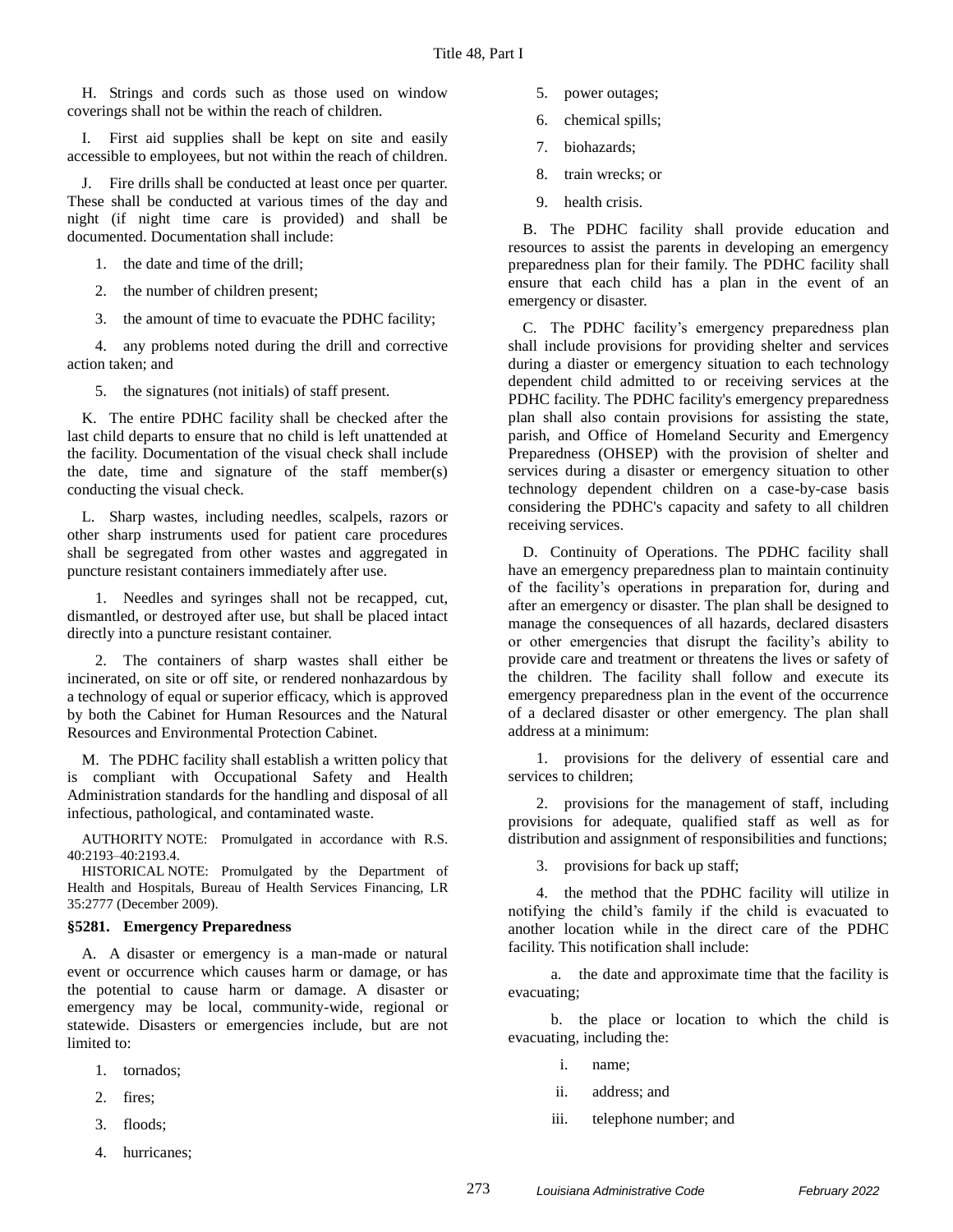H. Strings and cords such as those used on window coverings shall not be within the reach of children.

I. First aid supplies shall be kept on site and easily accessible to employees, but not within the reach of children.

J. Fire drills shall be conducted at least once per quarter. These shall be conducted at various times of the day and night (if night time care is provided) and shall be documented. Documentation shall include:

1. the date and time of the drill;

2. the number of children present;

3. the amount of time to evacuate the PDHC facility;

4. any problems noted during the drill and corrective action taken; and

5. the signatures (not initials) of staff present.

K. The entire PDHC facility shall be checked after the last child departs to ensure that no child is left unattended at the facility. Documentation of the visual check shall include the date, time and signature of the staff member(s) conducting the visual check.

L. Sharp wastes, including needles, scalpels, razors or other sharp instruments used for patient care procedures shall be segregated from other wastes and aggregated in puncture resistant containers immediately after use.

1. Needles and syringes shall not be recapped, cut, dismantled, or destroyed after use, but shall be placed intact directly into a puncture resistant container.

2. The containers of sharp wastes shall either be incinerated, on site or off site, or rendered nonhazardous by a technology of equal or superior efficacy, which is approved by both the Cabinet for Human Resources and the Natural Resources and Environmental Protection Cabinet.

M. The PDHC facility shall establish a written policy that is compliant with Occupational Safety and Health Administration standards for the handling and disposal of all infectious, pathological, and contaminated waste.

AUTHORITY NOTE: Promulgated in accordance with R.S. 40:2193–40:2193.4.

HISTORICAL NOTE: Promulgated by the Department of Health and Hospitals, Bureau of Health Services Financing, LR 35:2777 (December 2009).

### §5281. Emergency Preparedness

A. A disaster or emergency is a man-made or natural event or occurrence which causes harm or damage, or has the potential to cause harm or damage. A disaster or emergency may be local, community-wide, regional or statewide. Disasters or emergencies include, but are not limited to:

1. tornados;

2. fires;

3. floods;

4. hurricanes;

5. power outages;

6. chemical spills;

7. biohazards;

8. train wrecks; or

9. health crisis.

B. The PDHC facility shall provide education and resources to assist the parents in developing an emergency preparedness plan for their family. The PDHC facility shall ensure that each child has a plan in the event of an emergency or disaster.

C. The PDHC facility's emergency preparedness plan shall include provisions for providing shelter and services during a diaster or emergency situation to each technology dependent child admitted to or receiving services at the PDHC facility. The PDHC facility's emergency preparedness plan shall also contain provisions for assisting the state, parish, and Office of Homeland Security and Emergency Preparedness (OHSEP) with the provision of shelter and services during a disaster or emergency situation to other technology dependent children on a case-by-case basis considering the PDHC's capacity and safety to all children receiving services.

D. Continuity of Operations. The PDHC facility shall have an emergency preparedness plan to maintain continuity of the facility's operations in preparation for, during and after an emergency or disaster. The plan shall be designed to manage the consequences of all hazards, declared disasters or other emergencies that disrupt the facility's ability to provide care and treatment or threatens the lives or safety of the children. The facility shall follow and execute its emergency preparedness plan in the event of the occurrence of a declared disaster or other emergency. The plan shall address at a minimum:

1. provisions for the delivery of essential care and services to children;

2. provisions for the management of staff, including provisions for adequate, qualified staff as well as for distribution and assignment of responsibilities and functions;

3. provisions for back up staff;

4. the method that the PDHC facility will utilize in notifying the child's family if the child is evacuated to another location while in the direct care of the PDHC facility. This notification shall include:

a. the date and approximate time that the facility is evacuating;

b. the place or location to which the child is evacuating, including the:

i. name;

ii. address; and

iii. telephone number; and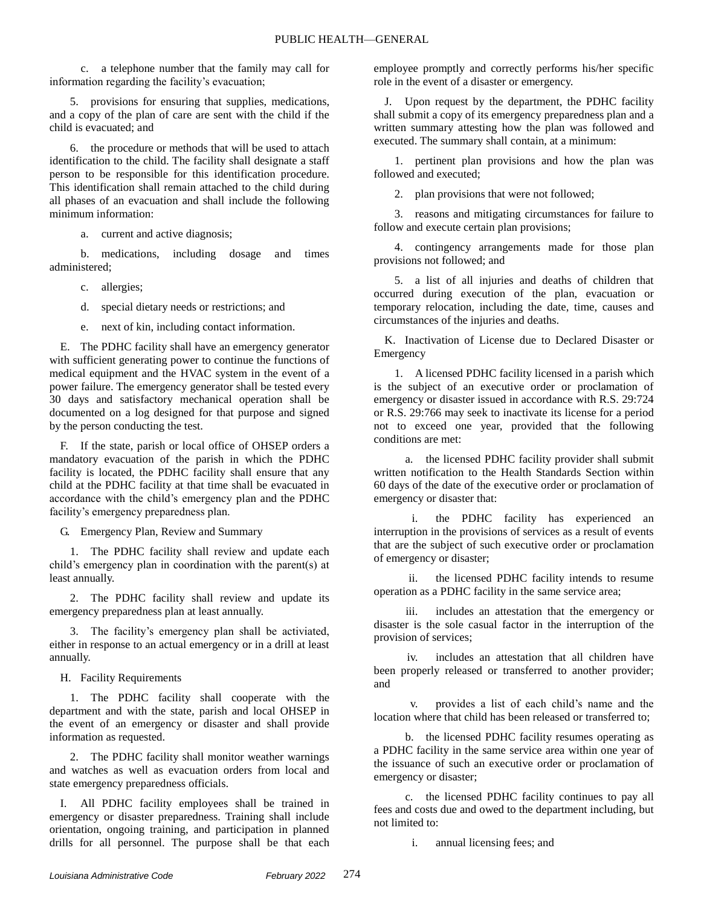c. a telephone number that the family may call for information regarding the facility's evacuation;

5. provisions for ensuring that supplies, medications, and a copy of the plan of care are sent with the child if the child is evacuated; and

6. the procedure or methods that will be used to attach identification to the child. The facility shall designate a staff person to be responsible for this identification procedure. This identification shall remain attached to the child during all phases of an evacuation and shall include the following minimum information:

a. current and active diagnosis;

b. medications, including dosage and times administered;

c. allergies;

d. special dietary needs or restrictions; and

e. next of kin, including contact information.

E. The PDHC facility shall have an emergency generator with sufficient generating power to continue the functions of medical equipment and the HVAC system in the event of a power failure. The emergency generator shall be tested every 30 days and satisfactory mechanical operation shall be documented on a log designed for that purpose and signed by the person conducting the test.

F. If the state, parish or local office of OHSEP orders a mandatory evacuation of the parish in which the PDHC facility is located, the PDHC facility shall ensure that any child at the PDHC facility at that time shall be evacuated in accordance with the child's emergency plan and the PDHC facility's emergency preparedness plan.

G. Emergency Plan, Review and Summary

1. The PDHC facility shall review and update each child's emergency plan in coordination with the parent(s) at least annually.

2. The PDHC facility shall review and update its emergency preparedness plan at least annually.

3. The facility's emergency plan shall be activiated, either in response to an actual emergency or in a drill at least annually.

H. Facility Requirements

1. The PDHC facility shall cooperate with the department and with the state, parish and local OHSEP in the event of an emergency or disaster and shall provide information as requested.

2. The PDHC facility shall monitor weather warnings and watches as well as evacuation orders from local and state emergency preparedness officials.

I. All PDHC facility employees shall be trained in emergency or disaster preparedness. Training shall include orientation, ongoing training, and participation in planned drills for all personnel. The purpose shall be that each employee promptly and correctly performs his/her specific role in the event of a disaster or emergency.

J. Upon request by the department, the PDHC facility shall submit a copy of its emergency preparedness plan and a written summary attesting how the plan was followed and executed. The summary shall contain, at a minimum:

1. pertinent plan provisions and how the plan was followed and executed;

2. plan provisions that were not followed;

3. reasons and mitigating circumstances for failure to follow and execute certain plan provisions;

4. contingency arrangements made for those plan provisions not followed; and

5. a list of all injuries and deaths of children that occurred during execution of the plan, evacuation or temporary relocation, including the date, time, causes and circumstances of the injuries and deaths.

K. Inactivation of License due to Declared Disaster or Emergency

1. A licensed PDHC facility licensed in a parish which is the subject of an executive order or proclamation of emergency or disaster issued in accordance with R.S. 29:724 or R.S. 29:766 may seek to inactivate its license for a period not to exceed one year, provided that the following conditions are met:

a. the licensed PDHC facility provider shall submit written notification to the Health Standards Section within 60 days of the date of the executive order or proclamation of emergency or disaster that:

i. the PDHC facility has experienced an interruption in the provisions of services as a result of events that are the subject of such executive order or proclamation of emergency or disaster;

ii. the licensed PDHC facility intends to resume operation as a PDHC facility in the same service area;

iii. includes an attestation that the emergency or disaster is the sole casual factor in the interruption of the provision of services;

iv. includes an attestation that all children have been properly released or transferred to another provider; and

v. provides a list of each child's name and the location where that child has been released or transferred to;

b. the licensed PDHC facility resumes operating as a PDHC facility in the same service area within one year of the issuance of such an executive order or proclamation of emergency or disaster;

c. the licensed PDHC facility continues to pay all fees and costs due and owed to the department including, but not limited to:

i. annual licensing fees; and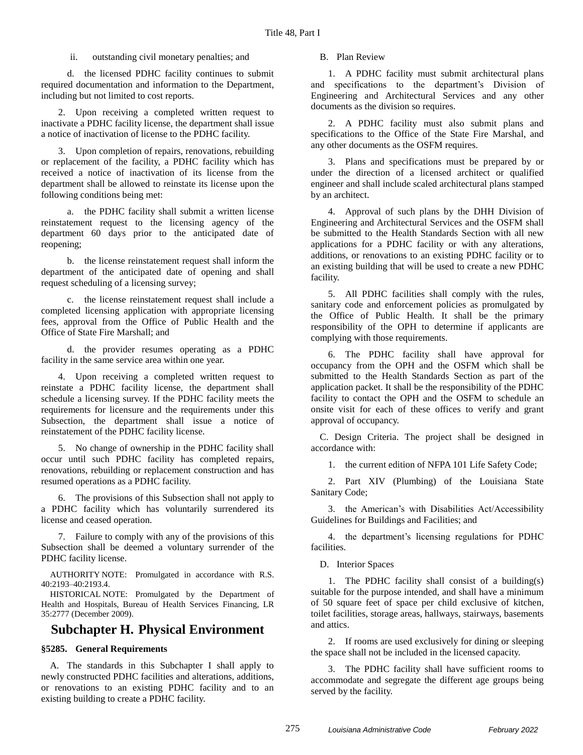ii. outstanding civil monetary penalties; and

d. the licensed PDHC facility continues to submit required documentation and information to the Department, including but not limited to cost reports.

2. Upon receiving a completed written request to inactivate a PDHC facility license, the department shall issue a notice of inactivation of license to the PDHC facility.

3. Upon completion of repairs, renovations, rebuilding or replacement of the facility, a PDHC facility which has received a notice of inactivation of its license from the department shall be allowed to reinstate its license upon the following conditions being met:

a. the PDHC facility shall submit a written license reinstatement request to the licensing agency of the department 60 days prior to the anticipated date of reopening;

b. the license reinstatement request shall inform the department of the anticipated date of opening and shall request scheduling of a licensing survey;

c. the license reinstatement request shall include a completed licensing application with appropriate licensing fees, approval from the Office of Public Health and the Office of State Fire Marshall; and

d. the provider resumes operating as a PDHC facility in the same service area within one year.

4. Upon receiving a completed written request to reinstate a PDHC facility license, the department shall schedule a licensing survey. If the PDHC facility meets the requirements for licensure and the requirements under this Subsection, the department shall issue a notice of reinstatement of the PDHC facility license.

5. No change of ownership in the PDHC facility shall occur until such PDHC facility has completed repairs, renovations, rebuilding or replacement construction and has resumed operations as a PDHC facility.

6. The provisions of this Subsection shall not apply to a PDHC facility which has voluntarily surrendered its license and ceased operation.

7. Failure to comply with any of the provisions of this Subsection shall be deemed a voluntary surrender of the PDHC facility license.

AUTHORITY NOTE: Promulgated in accordance with R.S. 40:2193–40:2193.4.

HISTORICAL NOTE: Promulgated by the Department of Health and Hospitals, Bureau of Health Services Financing, LR 35:2777 (December 2009).

## Subchapter H. Physical Environment

### §5285. General Requirements

A. The standards in this Subchapter I shall apply to newly constructed PDHC facilities and alterations, additions, or renovations to an existing PDHC facility and to an existing building to create a PDHC facility.

B. Plan Review

1. A PDHC facility must submit architectural plans and specifications to the department’s Division of Engineering and Architectural Services and any other documents as the division so requires.

2. A PDHC facility must also submit plans and specifications to the Office of the State Fire Marshal, and any other documents as the OSFM requires.

3. Plans and specifications must be prepared by or under the direction of a licensed architect or qualified engineer and shall include scaled architectural plans stamped by an architect.

4. Approval of such plans by the DHH Division of Engineering and Architectural Services and the OSFM shall be submitted to the Health Standards Section with all new applications for a PDHC facility or with any alterations, additions, or renovations to an existing PDHC facility or to an existing building that will be used to create a new PDHC facility.

5. All PDHC facilities shall comply with the rules, sanitary code and enforcement policies as promulgated by the Office of Public Health. It shall be the primary responsibility of the OPH to determine if applicants are complying with those requirements.

6. The PDHC facility shall have approval for occupancy from the OPH and the OSFM which shall be submitted to the Health Standards Section as part of the application packet. It shall be the responsibility of the PDHC facility to contact the OPH and the OSFM to schedule an onsite visit for each of these offices to verify and grant approval of occupancy.

C. Design Criteria. The project shall be designed in accordance with:

1. the current edition of NFPA 101 Life Safety Code;

2. Part XIV (Plumbing) of the Louisiana State Sanitary Code;

3. the American’s with Disabilities Act/Accessibility Guidelines for Buildings and Facilities; and

4. the department’s licensing regulations for PDHC facilities.

D. Interior Spaces

1. The PDHC facility shall consist of a building(s) suitable for the purpose intended, and shall have a minimum of 50 square feet of space per child exclusive of kitchen, toilet facilities, storage areas, hallways, stairways, basements and attics.

2. If rooms are used exclusively for dining or sleeping the space shall not be included in the licensed capacity.

3. The PDHC facility shall have sufficient rooms to accommodate and segregate the different age groups being served by the facility.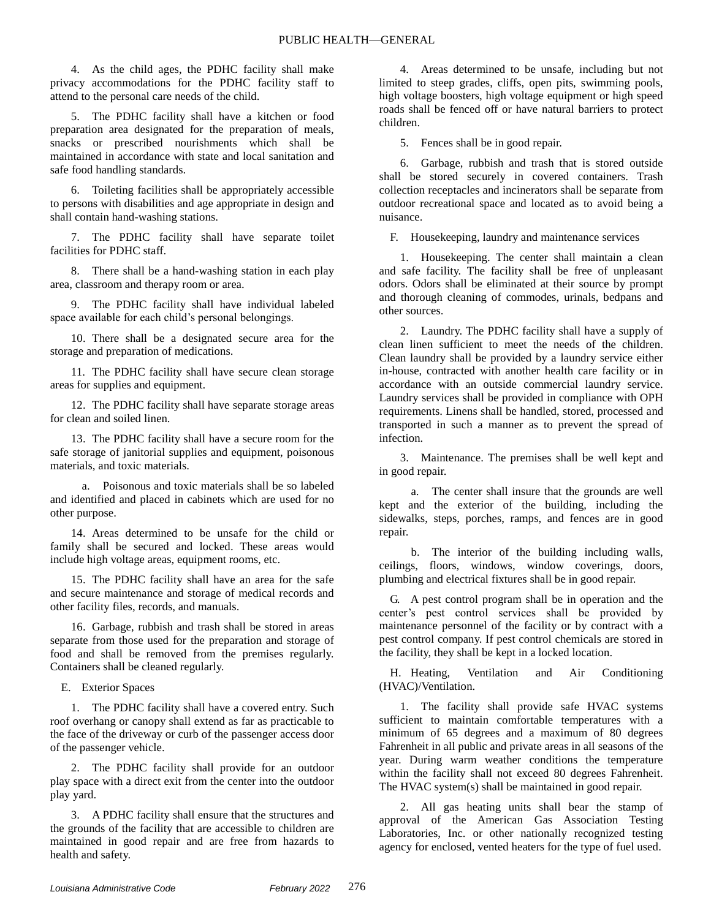4. As the child ages, the PDHC facility shall make privacy accommodations for the PDHC facility staff to attend to the personal care needs of the child.

5. The PDHC facility shall have a kitchen or food preparation area designated for the preparation of meals, snacks or prescribed nourishments which shall be maintained in accordance with state and local sanitation and safe food handling standards.

6. Toileting facilities shall be appropriately accessible to persons with disabilities and age appropriate in design and shall contain hand-washing stations.

7. The PDHC facility shall have separate toilet facilities for PDHC staff.

8. There shall be a hand-washing station in each play area, classroom and therapy room or area.

9. The PDHC facility shall have individual labeled space available for each child's personal belongings.

10. There shall be a designated secure area for the storage and preparation of medications.

11. The PDHC facility shall have secure clean storage areas for supplies and equipment.

12. The PDHC facility shall have separate storage areas for clean and soiled linen.

13. The PDHC facility shall have a secure room for the safe storage of janitorial supplies and equipment, poisonous materials, and toxic materials.

a. Poisonous and toxic materials shall be so labeled and identified and placed in cabinets which are used for no other purpose.

14. Areas determined to be unsafe for the child or family shall be secured and locked. These areas would include high voltage areas, equipment rooms, etc.

15. The PDHC facility shall have an area for the safe and secure maintenance and storage of medical records and other facility files, records, and manuals.

16. Garbage, rubbish and trash shall be stored in areas separate from those used for the preparation and storage of food and shall be removed from the premises regularly. Containers shall be cleaned regularly.

E. Exterior Spaces

1. The PDHC facility shall have a covered entry. Such roof overhang or canopy shall extend as far as practicable to the face of the driveway or curb of the passenger access door of the passenger vehicle.

2. The PDHC facility shall provide for an outdoor play space with a direct exit from the center into the outdoor play yard.

3. A PDHC facility shall ensure that the structures and the grounds of the facility that are accessible to children are maintained in good repair and are free from hazards to health and safety.

4. Areas determined to be unsafe, including but not limited to steep grades, cliffs, open pits, swimming pools, high voltage boosters, high voltage equipment or high speed roads shall be fenced off or have natural barriers to protect children.

5. Fences shall be in good repair.

6. Garbage, rubbish and trash that is stored outside shall be stored securely in covered containers. Trash collection receptacles and incinerators shall be separate from outdoor recreational space and located as to avoid being a nuisance.

F. Housekeeping, laundry and maintenance services

1. Housekeeping. The center shall maintain a clean and safe facility. The facility shall be free of unpleasant odors. Odors shall be eliminated at their source by prompt and thorough cleaning of commodes, urinals, bedpans and other sources.

2. Laundry. The PDHC facility shall have a supply of clean linen sufficient to meet the needs of the children. Clean laundry shall be provided by a laundry service either in-house, contracted with another health care facility or in accordance with an outside commercial laundry service. Laundry services shall be provided in compliance with OPH requirements. Linens shall be handled, stored, processed and transported in such a manner as to prevent the spread of infection.

3. Maintenance. The premises shall be well kept and in good repair.

a. The center shall insure that the grounds are well kept and the exterior of the building, including the sidewalks, steps, porches, ramps, and fences are in good repair.

b. The interior of the building including walls, ceilings, floors, windows, window coverings, doors, plumbing and electrical fixtures shall be in good repair.

G. A pest control program shall be in operation and the center's pest control services shall be provided by maintenance personnel of the facility or by contract with a pest control company. If pest control chemicals are stored in the facility, they shall be kept in a locked location.

H. Heating, Ventilation and Air Conditioning (HVAC)/Ventilation.

1. The facility shall provide safe HVAC systems sufficient to maintain comfortable temperatures with a minimum of 65 degrees and a maximum of 80 degrees Fahrenheit in all public and private areas in all seasons of the year. During warm weather conditions the temperature within the facility shall not exceed 80 degrees Fahrenheit. The HVAC system(s) shall be maintained in good repair.

2. All gas heating units shall bear the stamp of approval of the American Gas Association Testing Laboratories, Inc. or other nationally recognized testing agency for enclosed, vented heaters for the type of fuel used.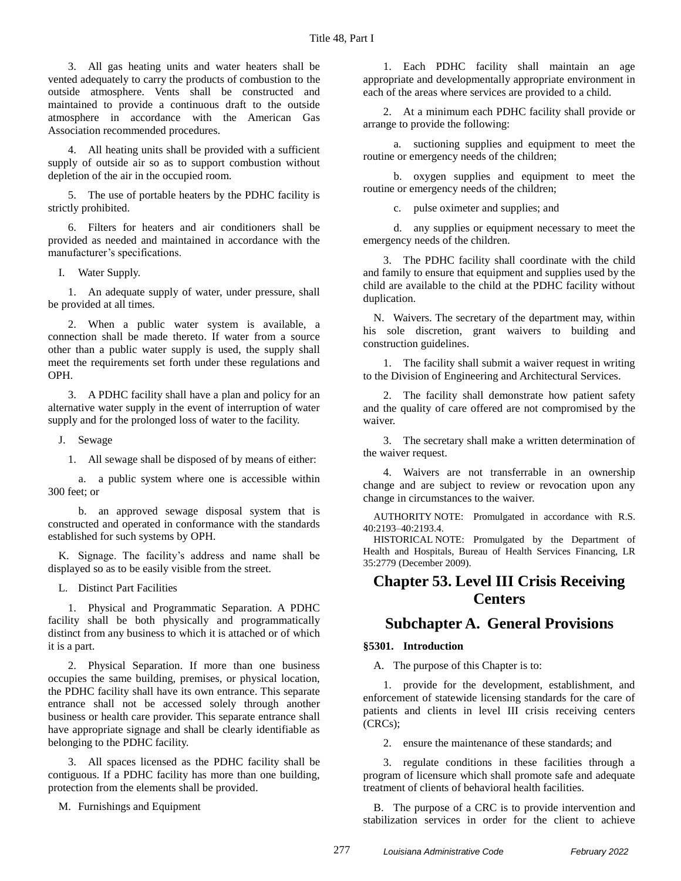3. All gas heating units and water heaters shall be vented adequately to carry the products of combustion to the outside atmosphere. Vents shall be constructed and maintained to provide a continuous draft to the outside atmosphere in accordance with the American Gas Association recommended procedures.

4. All heating units shall be provided with a sufficient supply of outside air so as to support combustion without depletion of the air in the occupied room.

5. The use of portable heaters by the PDHC facility is strictly prohibited.

6. Filters for heaters and air conditioners shall be provided as needed and maintained in accordance with the manufacturer's specifications.

I. Water Supply.

1. An adequate supply of water, under pressure, shall be provided at all times.

2. When a public water system is available, a connection shall be made thereto. If water from a source other than a public water supply is used, the supply shall meet the requirements set forth under these regulations and OPH.

3. A PDHC facility shall have a plan and policy for an alternative water supply in the event of interruption of water supply and for the prolonged loss of water to the facility.

J. Sewage

1. All sewage shall be disposed of by means of either:

a. a public system where one is accessible within 300 feet; or

b. an approved sewage disposal system that is constructed and operated in conformance with the standards established for such systems by OPH.

K. Signage. The facility's address and name shall be displayed so as to be easily visible from the street.

L. Distinct Part Facilities

1. Physical and Programmatic Separation. A PDHC facility shall be both physically and programmatically distinct from any business to which it is attached or of which it is a part.

2. Physical Separation. If more than one business occupies the same building, premises, or physical location, the PDHC facility shall have its own entrance. This separate entrance shall not be accessed solely through another business or health care provider. This separate entrance shall have appropriate signage and shall be clearly identifiable as belonging to the PDHC facility.

3. All spaces licensed as the PDHC facility shall be contiguous. If a PDHC facility has more than one building, protection from the elements shall be provided.

M. Furnishings and Equipment

1. Each PDHC facility shall maintain an age appropriate and developmentally appropriate environment in each of the areas where services are provided to a child.

2. At a minimum each PDHC facility shall provide or arrange to provide the following:

a. suctioning supplies and equipment to meet the routine or emergency needs of the children;

b. oxygen supplies and equipment to meet the routine or emergency needs of the children;

c. pulse oximeter and supplies; and

d. any supplies or equipment necessary to meet the emergency needs of the children.

3. The PDHC facility shall coordinate with the child and family to ensure that equipment and supplies used by the child are available to the child at the PDHC facility without duplication.

N. Waivers. The secretary of the department may, within his sole discretion, grant waivers to building and construction guidelines.

1. The facility shall submit a waiver request in writing to the Division of Engineering and Architectural Services.

2. The facility shall demonstrate how patient safety and the quality of care offered are not compromised by the waiver.

3. The secretary shall make a written determination of the waiver request.

4. Waivers are not transferrable in an ownership change and are subject to review or revocation upon any change in circumstances to the waiver.

AUTHORITY NOTE: Promulgated in accordance with R.S. 40:2193–40:2193.4.

HISTORICAL NOTE: Promulgated by the Department of Health and Hospitals, Bureau of Health Services Financing, LR 35:2779 (December 2009).

# Chapter 53. Level III Crisis Receiving Centers

## Subchapter A. General Provisions

### §5301. Introduction

A. The purpose of this Chapter is to:

1. provide for the development, establishment, and enforcement of statewide licensing standards for the care of patients and clients in level III crisis receiving centers (CRCs);

2. ensure the maintenance of these standards; and

3. regulate conditions in these facilities through a program of licensure which shall promote safe and adequate treatment of clients of behavioral health facilities.

B. The purpose of a CRC is to provide intervention and stabilization services in order for the client to achieve